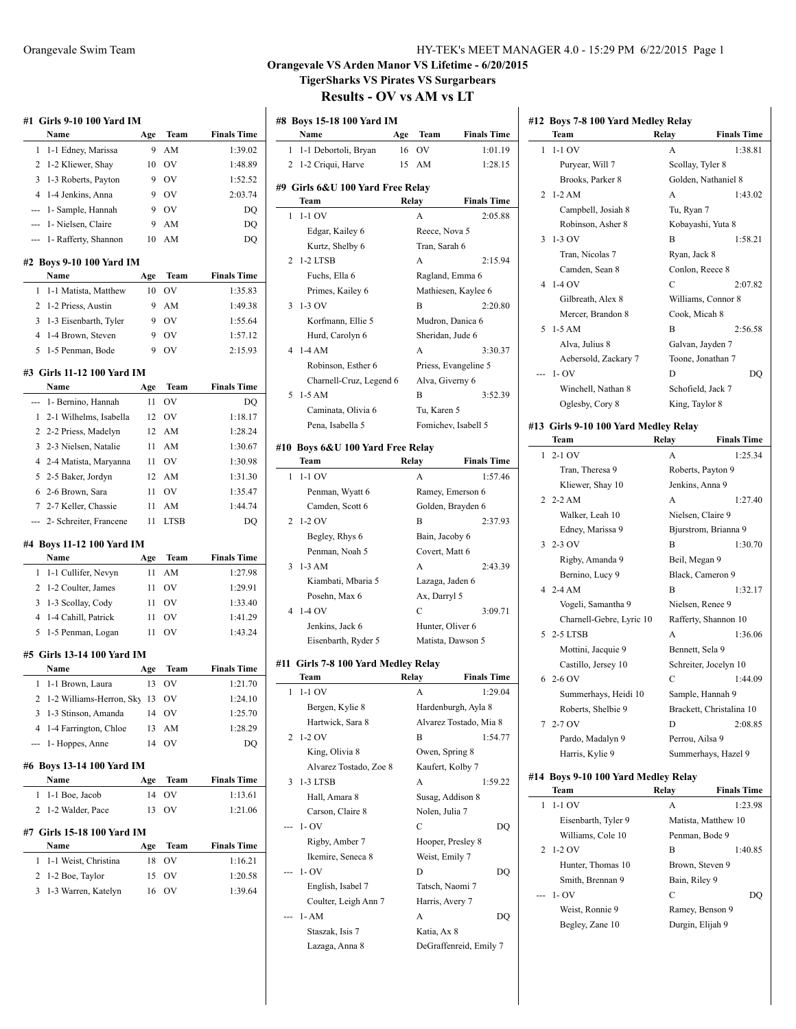# Orangevale VS Arden Manor VS Lifetime - 6/20/2015

## TigerSharks VS Pirates VS Surgarbears

## Results - OV vs AM vs LT

### #1 Girls 9-10 100 Yard IM

| | Name | Age | Team | Finals Time |
|---|---|---|---|---|
| 1 | 1-1 Edney, Marissa | 9 | AM | 1:39.02 |
| 2 | 1-2 Kliewer, Shay | 10 | OV | 1:48.89 |
| 3 | 1-3 Roberts, Payton | 9 | OV | 1:52.52 |
| 4 | 1-4 Jenkins, Anna | 9 | OV | 2:03.74 |
| --- | 1- Sample, Hannah | 9 | OV | DQ |
| --- | 1- Nielsen, Claire | 9 | AM | DQ |
| --- | 1- Rafferty, Shannon | 10 | AM | DQ |

### #2 Boys 9-10 100 Yard IM

| | Name | Age | Team | Finals Time |
|---|---|---|---|---|
| 1 | 1-1 Matista, Matthew | 10 | OV | 1:35.83 |
| 2 | 1-2 Priess, Austin | 9 | AM | 1:49.38 |
| 3 | 1-3 Eisenbarth, Tyler | 9 | OV | 1:55.64 |
| 4 | 1-4 Brown, Steven | 9 | OV | 1:57.12 |
| 5 | 1-5 Penman, Bode | 9 | OV | 2:15.93 |

### #3 Girls 11-12 100 Yard IM

| | Name | Age | Team | Finals Time |
|---|---|---|---|---|
| --- | 1- Bernino, Hannah | 11 | OV | DQ |
| 1 | 2-1 Wilhelms, Isabella | 12 | OV | 1:18.17 |
| 2 | 2-2 Priess, Madelyn | 12 | AM | 1:28.24 |
| 3 | 2-3 Nielsen, Natalie | 11 | AM | 1:30.67 |
| 4 | 2-4 Matista, Maryanna | 11 | OV | 1:30.98 |
| 5 | 2-5 Baker, Jordyn | 12 | AM | 1:31.30 |
| 6 | 2-6 Brown, Sara | 11 | OV | 1:35.47 |
| 7 | 2-7 Keller, Chassie | 11 | AM | 1:44.74 |
| --- | 2- Schreiter, Francene | 11 | LTSB | DQ |

### #4 Boys 11-12 100 Yard IM

| | Name | Age | Team | Finals Time |
|---|---|---|---|---|
| 1 | 1-1 Cullifer, Nevyn | 11 | AM | 1:27.98 |
| 2 | 1-2 Coulter, James | 11 | OV | 1:29.91 |
| 3 | 1-3 Scollay, Cody | 11 | OV | 1:33.40 |
| 4 | 1-4 Cahill, Patrick | 11 | OV | 1:41.29 |
| 5 | 1-5 Penman, Logan | 11 | OV | 1:43.24 |

### #5 Girls 13-14 100 Yard IM

| | Name | Age | Team | Finals Time |
|---|---|---|---|---|
| 1 | 1-1 Brown, Laura | 13 | OV | 1:21.70 |
| 2 | 1-2 Williams-Herron, Sky | 13 | OV | 1:24.10 |
| 3 | 1-3 Stinson, Amanda | 14 | OV | 1:25.70 |
| 4 | 1-4 Farrington, Chloe | 13 | AM | 1:28.29 |
| --- | 1- Hoppes, Anne | 14 | OV | DQ |

### #6 Boys 13-14 100 Yard IM

| | Name | Age | Team | Finals Time |
|---|---|---|---|---|
| 1 | 1-1 Boe, Jacob | 14 | OV | 1:13.61 |
| 2 | 1-2 Walder, Pace | 13 | OV | 1:21.06 |

### #7 Girls 15-18 100 Yard IM

| | Name | Age | Team | Finals Time |
|---|---|---|---|---|
| 1 | 1-1 Weist, Christina | 18 | OV | 1:16.21 |
| 2 | 1-2 Boe, Taylor | 15 | OV | 1:20.58 |
| 3 | 1-3 Warren, Katelyn | 16 | OV | 1:39.64 |

### #8 Boys 15-18 100 Yard IM

| | Name | Age | Team | Finals Time |
|---|---|---|---|---|
| 1 | 1-1 Debortoli, Bryan | 16 | OV | 1:01.19 |
| 2 | 1-2 Criqui, Harve | 15 | AM | 1:28.15 |

### #9 Girls 6&U 100 Yard Free Relay

| | Team | Relay | Finals Time |
|---|---|---|---|
| 1 | 1-1 OV | A | 2:05.88 |
| | Edgar, Kailey 6 | Reece, Nova 5 | |
| | Kurtz, Shelby 6 | Tran, Sarah 6 | |
| 2 | 1-2 LTSB | A | 2:15.94 |
| | Fuchs, Ella 6 | Ragland, Emma 6 | |
| | Primes, Kailey 6 | Mathiesen, Kaylee 6 | |
| 3 | 1-3 OV | B | 2:20.80 |
| | Korfmann, Ellie 5 | Mudron, Danica 6 | |
| | Hurd, Carolyn 6 | Sheridan, Jude 6 | |
| 4 | 1-4 AM | A | 3:30.37 |
| | Robinson, Esther 6 | Priess, Evangeline 5 | |
| | Charnell-Cruz, Legend 6 | Alva, Giverny 6 | |
| 5 | 1-5 AM | B | 3:52.39 |
| | Caminata, Olivia 6 | Tu, Karen 5 | |
| | Pena, Isabella 5 | Fomichev, Isabell 5 | |

### #10 Boys 6&U 100 Yard Free Relay

| | Team | Relay | Finals Time |
|---|---|---|---|
| 1 | 1-1 OV | A | 1:57.46 |
| | Penman, Wyatt 6 | Ramey, Emerson 6 | |
| | Camden, Scott 6 | Golden, Brayden 6 | |
| 2 | 1-2 OV | B | 2:37.93 |
| | Begley, Rhys 6 | Bain, Jacoby 6 | |
| | Penman, Noah 5 | Covert, Matt 6 | |
| 3 | 1-3 AM | A | 2:43.39 |
| | Kiambati, Mbaria 5 | Lazaga, Jaden 6 | |
| | Posehn, Max 6 | Ax, Darryl 5 | |
| 4 | 1-4 OV | C | 3:09.71 |
| | Jenkins, Jack 6 | Hunter, Oliver 6 | |
| | Eisenbarth, Ryder 5 | Matista, Dawson 5 | |

### #11 Girls 7-8 100 Yard Medley Relay

| | Team | Relay | Finals Time |
|---|---|---|---|
| 1 | 1-1 OV | A | 1:29.04 |
| | Bergen, Kylie 8 | Hardenburgh, Ayla 8 | |
| | Hartwick, Sara 8 | Alvarez Tostado, Mia 8 | |
| 2 | 1-2 OV | B | 1:54.77 |
| | King, Olivia 8 | Owen, Spring 8 | |
| | Alvarez Tostado, Zoe 8 | Kaufert, Kolby 7 | |
| 3 | 1-3 LTSB | A | 1:59.22 |
| | Hall, Amara 8 | Susag, Addison 8 | |
| | Carson, Claire 8 | Nolen, Julia 7 | |
| --- | 1- OV | C | DQ |
| | Rigby, Amber 7 | Hooper, Presley 8 | |
| | Ikemire, Seneca 8 | Weist, Emily 7 | |
| --- | 1- OV | D | DQ |
| | English, Isabel 7 | Tatsch, Naomi 7 | |
| | Coulter, Leigh Ann 7 | Harris, Avery 7 | |
| --- | 1- AM | A | DQ |
| | Staszak, Isis 7 | Katia, Ax 8 | |
| | Lazaga, Anna 8 | DeGraffenreid, Emily 7 | |

### #12 Boys 7-8 100 Yard Medley Relay

| | Team | Relay | Finals Time |
|---|---|---|---|
| 1 | 1-1 OV | A | 1:38.81 |
| | Puryear, Will 7 | Scollay, Tyler 8 | |
| | Brooks, Parker 8 | Golden, Nathaniel 8 | |
| 2 | 1-2 AM | A | 1:43.02 |
| | Campbell, Josiah 8 | Tu, Ryan 7 | |
| | Robinson, Asher 8 | Kobayashi, Yuta 8 | |
| 3 | 1-3 OV | B | 1:58.21 |
| | Tran, Nicolas 7 | Ryan, Jack 8 | |
| | Camden, Sean 8 | Conlon, Reece 8 | |
| 4 | 1-4 OV | C | 2:07.82 |
| | Gilbreath, Alex 8 | Williams, Connor 8 | |
| | Mercer, Brandon 8 | Cook, Micah 8 | |
| 5 | 1-5 AM | B | 2:56.58 |
| | Alva, Julius 8 | Galvan, Jayden 7 | |
| | Aebersold, Zackary 7 | Toone, Jonathan 7 | |
| --- | 1- OV | D | DQ |
| | Winchell, Nathan 8 | Schofield, Jack 7 | |
| | Oglesby, Cory 8 | King, Taylor 8 | |

### #13 Girls 9-10 100 Yard Medley Relay

| | Team | Relay | Finals Time |
|---|---|---|---|
| 1 | 2-1 OV | A | 1:25.34 |
| | Tran, Theresa 9 | Roberts, Payton 9 | |
| | Kliewer, Shay 10 | Jenkins, Anna 9 | |
| 2 | 2-2 AM | A | 1:27.40 |
| | Walker, Leah 10 | Nielsen, Claire 9 | |
| | Edney, Marissa 9 | Bjurstrom, Brianna 9 | |
| 3 | 2-3 OV | B | 1:30.70 |
| | Rigby, Amanda 9 | Beil, Megan 9 | |
| | Bernino, Lucy 9 | Black, Cameron 9 | |
| 4 | 2-4 AM | B | 1:32.17 |
| | Vogeli, Samantha 9 | Nielsen, Renee 9 | |
| | Charnell-Gebre, Lyric 10 | Rafferty, Shannon 10 | |
| 5 | 2-5 LTSB | A | 1:36.06 |
| | Mottini, Jacquie 9 | Bennett, Sela 9 | |
| | Castillo, Jersey 10 | Schreiter, Jocelyn 10 | |
| 6 | 2-6 OV | C | 1:44.09 |
| | Summerhays, Heidi 10 | Sample, Hannah 9 | |
| | Roberts, Shelbie 9 | Brackett, Christalina 10 | |
| 7 | 2-7 OV | D | 2:08.85 |
| | Pardo, Madalyn 9 | Perrou, Ailsa 9 | |
| | Harris, Kylie 9 | Summerhays, Hazel 9 | |

### #14 Boys 9-10 100 Yard Medley Relay

| | Team | Relay | Finals Time |
|---|---|---|---|
| 1 | 1-1 OV | A | 1:23.98 |
| | Eisenbarth, Tyler 9 | Matista, Matthew 10 | |
| | Williams, Cole 10 | Penman, Bode 9 | |
| 2 | 1-2 OV | B | 1:40.85 |
| | Hunter, Thomas 10 | Brown, Steven 9 | |
| | Smith, Brennan 9 | Bain, Riley 9 | |
| --- | 1- OV | C | DQ |
| | Weist, Ronnie 9 | Ramey, Benson 9 | |
| | Begley, Zane 10 | Durgin, Elijah 9 | |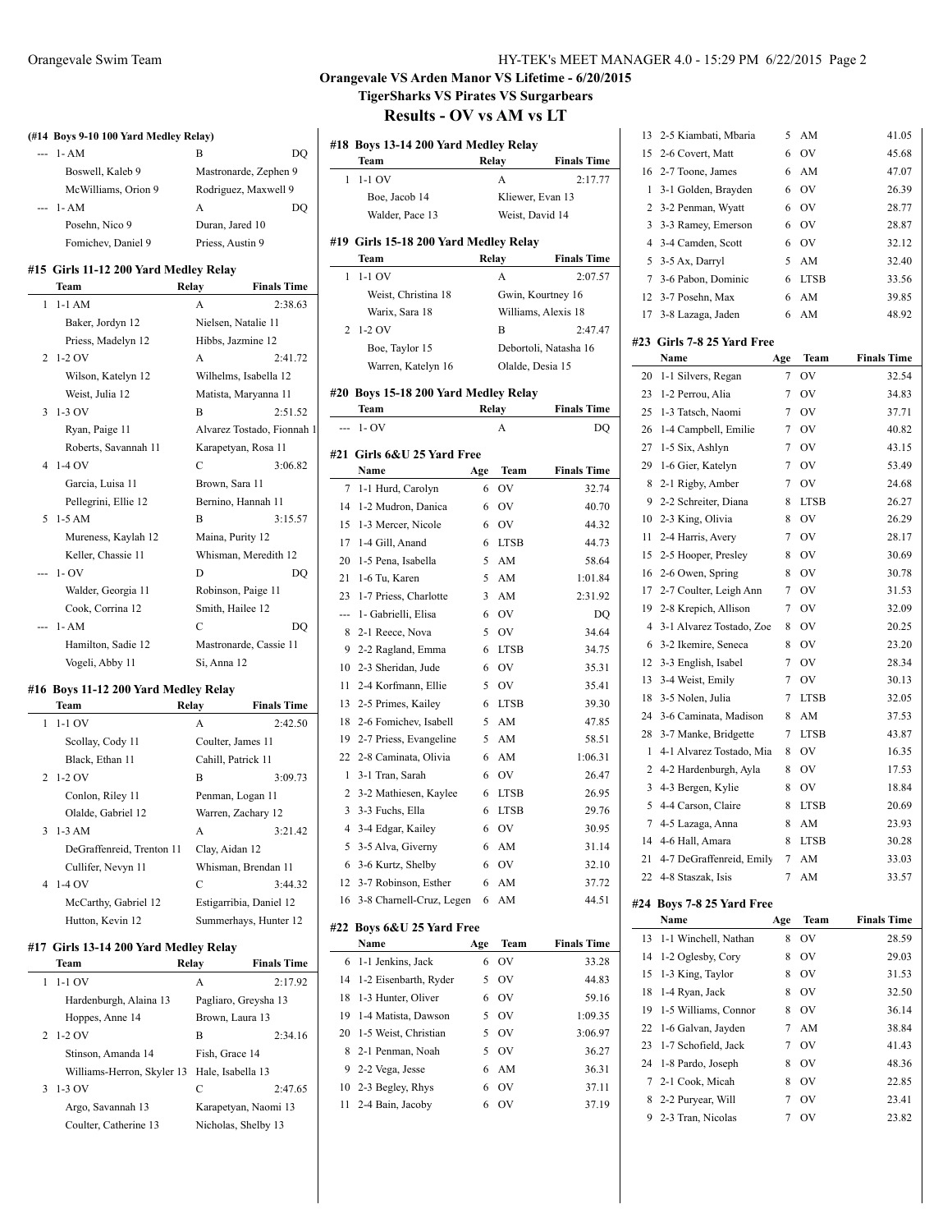## Orangevale VS Arden Manor VS Lifetime - 6/20/2015

### TigerSharks VS Pirates VS Surgarbears

# Results - OV vs AM vs LT

#### (#14 Boys 9-10 100 Yard Medley Relay)

| | Team | Relay | Finals Time |
|---|---|---|---|
| --- | 1- AM | B | DQ |
| | Boswell, Kaleb 9 | Mastronarde, Zephen 9 | |
| | McWilliams, Orion 9 | Rodriguez, Maxwell 9 | |
| --- | 1- AM | A | DQ |
| | Posehn, Nico 9 | Duran, Jared 10 | |
| | Fomichev, Daniel 9 | Priess, Austin 9 | |

#### #15 Girls 11-12 200 Yard Medley Relay

| | Team | Relay | Finals Time |
|---|---|---|---|
| 1 | 1-1 AM | A | 2:38.63 |
| | Baker, Jordyn 12 | Nielsen, Natalie 11 | |
| | Priess, Madelyn 12 | Hibbs, Jazmine 12 | |
| 2 | 1-2 OV | A | 2:41.72 |
| | Wilson, Katelyn 12 | Wilhelms, Isabella 12 | |
| | Weist, Julia 12 | Matista, Maryanna 11 | |
| 3 | 1-3 OV | B | 2:51.52 |
| | Ryan, Paige 11 | Alvarez Tostado, Fionnah 1 | |
| | Roberts, Savannah 11 | Karapetyan, Rosa 11 | |
| 4 | 1-4 OV | C | 3:06.82 |
| | Garcia, Luisa 11 | Brown, Sara 11 | |
| | Pellegrini, Ellie 12 | Bernino, Hannah 11 | |
| 5 | 1-5 AM | B | 3:15.57 |
| | Mureness, Kaylah 12 | Maina, Purity 12 | |
| | Keller, Chassie 11 | Whisman, Meredith 12 | |
| --- | 1- OV | D | DQ |
| | Walder, Georgia 11 | Robinson, Paige 11 | |
| | Cook, Corrina 12 | Smith, Hailee 12 | |
| --- | 1- AM | C | DQ |
| | Hamilton, Sadie 12 | Mastronarde, Cassie 11 | |
| | Vogeli, Abby 11 | Si, Anna 12 | |

#### #16 Boys 11-12 200 Yard Medley Relay

| | Team | Relay | Finals Time |
|---|---|---|---|
| 1 | 1-1 OV | A | 2:42.50 |
| | Scollay, Cody 11 | Coulter, James 11 | |
| | Black, Ethan 11 | Cahill, Patrick 11 | |
| 2 | 1-2 OV | B | 3:09.73 |
| | Conlon, Riley 11 | Penman, Logan 11 | |
| | Olalde, Gabriel 12 | Warren, Zachary 12 | |
| 3 | 1-3 AM | A | 3:21.42 |
| | DeGraffenreid, Trenton 11 | Clay, Aidan 12 | |
| | Cullifer, Nevyn 11 | Whisman, Brendan 11 | |
| 4 | 1-4 OV | C | 3:44.32 |
| | McCarthy, Gabriel 12 | Estigarribia, Daniel 12 | |
| | Hutton, Kevin 12 | Summerhays, Hunter 12 | |

#### #17 Girls 13-14 200 Yard Medley Relay

| | Team | Relay | Finals Time |
|---|---|---|---|
| 1 | 1-1 OV | A | 2:17.92 |
| | Hardenburgh, Alaina 13 | Pagliaro, Greysha 13 | |
| | Hoppes, Anne 14 | Brown, Laura 13 | |
| 2 | 1-2 OV | B | 2:34.16 |
| | Stinson, Amanda 14 | Fish, Grace 14 | |
| | Williams-Herron, Skyler 13 | Hale, Isabella 13 | |
| 3 | 1-3 OV | C | 2:47.65 |
| | Argo, Savannah 13 | Karapetyan, Naomi 13 | |
| | Coulter, Catherine 13 | Nicholas, Shelby 13 | |

#### #18 Boys 13-14 200 Yard Medley Relay

| | Team | Relay | Finals Time |
|---|---|---|---|
| 1 | 1-1 OV | A | 2:17.77 |
| | Boe, Jacob 14 | Kliewer, Evan 13 | |
| | Walder, Pace 13 | Weist, David 14 | |

#### #19 Girls 15-18 200 Yard Medley Relay

| | Team | Relay | Finals Time |
|---|---|---|---|
| 1 | 1-1 OV | A | 2:07.57 |
| | Weist, Christina 18 | Gwin, Kourtney 16 | |
| | Warix, Sara 18 | Williams, Alexis 18 | |
| 2 | 1-2 OV | B | 2:47.47 |
| | Boe, Taylor 15 | Debortoli, Natasha 16 | |
| | Warren, Katelyn 16 | Olalde, Desia 15 | |

#### #20 Boys 15-18 200 Yard Medley Relay

| | Team | Relay | Finals Time |
|---|---|---|---|
| --- | 1- OV | A | DQ |

#### #21 Girls 6&U 25 Yard Free

| | Name | Age | Team | Finals Time |
|---|---|---|---|---|
| 7 | 1-1 Hurd, Carolyn | 6 | OV | 32.74 |
| 14 | 1-2 Mudron, Danica | 6 | OV | 40.70 |
| 15 | 1-3 Mercer, Nicole | 6 | OV | 44.32 |
| 17 | 1-4 Gill, Anand | 6 | LTSB | 44.73 |
| 20 | 1-5 Pena, Isabella | 5 | AM | 58.64 |
| 21 | 1-6 Tu, Karen | 5 | AM | 1:01.84 |
| 23 | 1-7 Priess, Charlotte | 3 | AM | 2:31.92 |
| --- | 1- Gabrielli, Elisa | 6 | OV | DQ |
| 8 | 2-1 Reece, Nova | 5 | OV | 34.64 |
| 9 | 2-2 Ragland, Emma | 6 | LTSB | 34.75 |
| 10 | 2-3 Sheridan, Jude | 6 | OV | 35.31 |
| 11 | 2-4 Korfmann, Ellie | 5 | OV | 35.41 |
| 13 | 2-5 Primes, Kailey | 6 | LTSB | 39.30 |
| 18 | 2-6 Fomichev, Isabell | 5 | AM | 47.85 |
| 19 | 2-7 Priess, Evangeline | 5 | AM | 58.51 |
| 22 | 2-8 Caminata, Olivia | 6 | AM | 1:06.31 |
| 1 | 3-1 Tran, Sarah | 6 | OV | 26.47 |
| 2 | 3-2 Mathiesen, Kaylee | 6 | LTSB | 26.95 |
| 3 | 3-3 Fuchs, Ella | 6 | LTSB | 29.76 |
| 4 | 3-4 Edgar, Kailey | 6 | OV | 30.95 |
| 5 | 3-5 Alva, Giverny | 6 | AM | 31.14 |
| 6 | 3-6 Kurtz, Shelby | 6 | OV | 32.10 |
| 12 | 3-7 Robinson, Esther | 6 | AM | 37.72 |
| 16 | 3-8 Charnell-Cruz, Legen | 6 | AM | 44.51 |

#### #22 Boys 6&U 25 Yard Free

| | Name | Age | Team | Finals Time |
|---|---|---|---|---|
| 6 | 1-1 Jenkins, Jack | 6 | OV | 33.28 |
| 14 | 1-2 Eisenbarth, Ryder | 5 | OV | 44.83 |
| 18 | 1-3 Hunter, Oliver | 6 | OV | 59.16 |
| 19 | 1-4 Matista, Dawson | 5 | OV | 1:09.35 |
| 20 | 1-5 Weist, Christian | 5 | OV | 3:06.97 |
| 8 | 2-1 Penman, Noah | 5 | OV | 36.27 |
| 9 | 2-2 Vega, Jesse | 6 | AM | 36.31 |
| 10 | 2-3 Begley, Rhys | 6 | OV | 37.11 |
| 11 | 2-4 Bain, Jacoby | 6 | OV | 37.19 |
| 13 | 2-5 Kiambati, Mbaria | 5 | AM | 41.05 |
| 15 | 2-6 Covert, Matt | 6 | OV | 45.68 |
| 16 | 2-7 Toone, James | 6 | AM | 47.07 |
| 1 | 3-1 Golden, Brayden | 6 | OV | 26.39 |
| 2 | 3-2 Penman, Wyatt | 6 | OV | 28.77 |
| 3 | 3-3 Ramey, Emerson | 6 | OV | 28.87 |
| 4 | 3-4 Camden, Scott | 6 | OV | 32.12 |
| 5 | 3-5 Ax, Darryl | 5 | AM | 32.40 |
| 7 | 3-6 Pabon, Dominic | 6 | LTSB | 33.56 |
| 12 | 3-7 Posehn, Max | 6 | AM | 39.85 |
| 17 | 3-8 Lazaga, Jaden | 6 | AM | 48.92 |

#### #23 Girls 7-8 25 Yard Free

| | Name | Age | Team | Finals Time |
|---|---|---|---|---|
| 20 | 1-1 Silvers, Regan | 7 | OV | 32.54 |
| 23 | 1-2 Perrou, Alia | 7 | OV | 34.83 |
| 25 | 1-3 Tatsch, Naomi | 7 | OV | 37.71 |
| 26 | 1-4 Campbell, Emilie | 7 | OV | 40.82 |
| 27 | 1-5 Six, Ashlyn | 7 | OV | 43.15 |
| 29 | 1-6 Gier, Katelyn | 7 | OV | 53.49 |
| 8 | 2-1 Rigby, Amber | 7 | OV | 24.68 |
| 9 | 2-2 Schreiter, Diana | 8 | LTSB | 26.27 |
| 10 | 2-3 King, Olivia | 8 | OV | 26.29 |
| 11 | 2-4 Harris, Avery | 7 | OV | 28.17 |
| 15 | 2-5 Hooper, Presley | 8 | OV | 30.69 |
| 16 | 2-6 Owen, Spring | 8 | OV | 30.78 |
| 17 | 2-7 Coulter, Leigh Ann | 7 | OV | 31.53 |
| 19 | 2-8 Krepich, Allison | 7 | OV | 32.09 |
| 4 | 3-1 Alvarez Tostado, Zoe | 8 | OV | 20.25 |
| 6 | 3-2 Ikemire, Seneca | 8 | OV | 23.20 |
| 12 | 3-3 English, Isabel | 7 | OV | 28.34 |
| 13 | 3-4 Weist, Emily | 7 | OV | 30.13 |
| 18 | 3-5 Nolen, Julia | 7 | LTSB | 32.05 |
| 24 | 3-6 Caminata, Madison | 8 | AM | 37.53 |
| 28 | 3-7 Manke, Bridgette | 7 | LTSB | 43.87 |
| 1 | 4-1 Alvarez Tostado, Mia | 8 | OV | 16.35 |
| 2 | 4-2 Hardenburgh, Ayla | 8 | OV | 17.53 |
| 3 | 4-3 Bergen, Kylie | 8 | OV | 18.84 |
| 5 | 4-4 Carson, Claire | 8 | LTSB | 20.69 |
| 7 | 4-5 Lazaga, Anna | 8 | AM | 23.93 |
| 14 | 4-6 Hall, Amara | 8 | LTSB | 30.28 |
| 21 | 4-7 DeGraffenreid, Emily | 7 | AM | 33.03 |
| 22 | 4-8 Staszak, Isis | 7 | AM | 33.57 |

#### #24 Boys 7-8 25 Yard Free

| | Name | Age | Team | Finals Time |
|---|---|---|---|---|
| 13 | 1-1 Winchell, Nathan | 8 | OV | 28.59 |
| 14 | 1-2 Oglesby, Cory | 8 | OV | 29.03 |
| 15 | 1-3 King, Taylor | 8 | OV | 31.53 |
| 18 | 1-4 Ryan, Jack | 8 | OV | 32.50 |
| 19 | 1-5 Williams, Connor | 8 | OV | 36.14 |
| 22 | 1-6 Galvan, Jayden | 7 | AM | 38.84 |
| 23 | 1-7 Schofield, Jack | 7 | OV | 41.43 |
| 24 | 1-8 Pardo, Joseph | 8 | OV | 48.36 |
| 7 | 2-1 Cook, Micah | 8 | OV | 22.85 |
| 8 | 2-2 Puryear, Will | 7 | OV | 23.41 |
| 9 | 2-3 Tran, Nicolas | 7 | OV | 23.82 |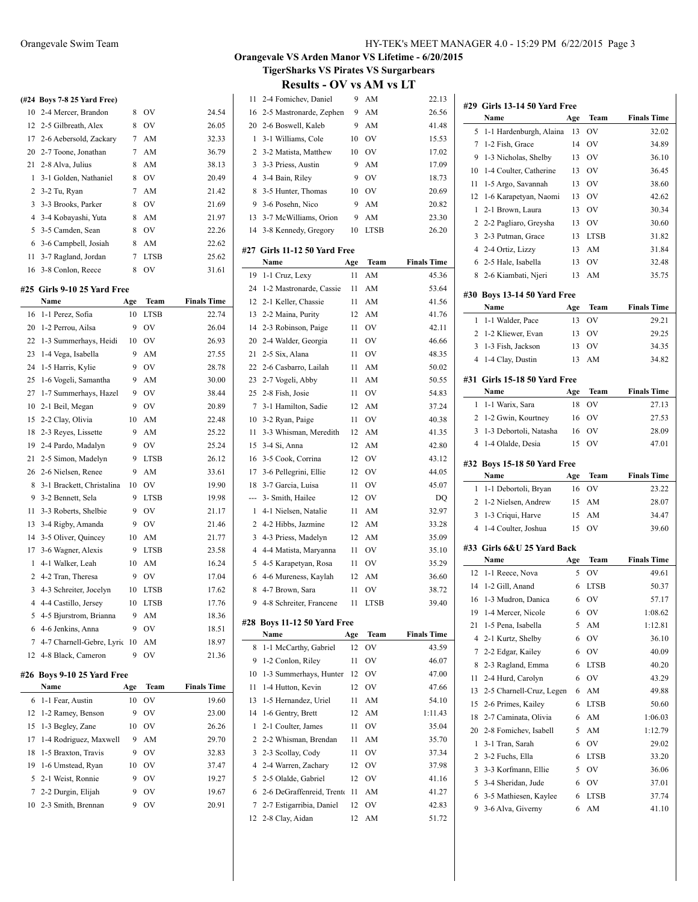## Orangevale VS Arden Manor VS Lifetime - 6/20/2015

### TigerSharks VS Pirates VS Surgarbears

# Results - OV vs AM vs LT

**(#24 Boys 7-8 25 Yard Free)**

| | Name | Age | Team | Finals Time |
|---|---|---|---|---|
| 10 | 2-4 Mercer, Brandon | 8 | OV | 24.54 |
| 12 | 2-5 Gilbreath, Alex | 8 | OV | 26.05 |
| 17 | 2-6 Aebersold, Zackary | 7 | AM | 32.33 |
| 20 | 2-7 Toone, Jonathan | 7 | AM | 36.79 |
| 21 | 2-8 Alva, Julius | 8 | AM | 38.13 |
| 1 | 3-1 Golden, Nathaniel | 8 | OV | 20.49 |
| 2 | 3-2 Tu, Ryan | 7 | AM | 21.42 |
| 3 | 3-3 Brooks, Parker | 8 | OV | 21.69 |
| 3 | 3-4 Kobayashi, Yuta | 8 | AM | 21.97 |
| 5 | 3-5 Camden, Sean | 8 | OV | 22.26 |
| 6 | 3-6 Campbell, Josiah | 8 | AM | 22.62 |
| 11 | 3-7 Ragland, Jordan | 7 | LTSB | 25.62 |
| 16 | 3-8 Conlon, Reece | 8 | OV | 31.61 |

**#25 Girls 9-10 25 Yard Free**

| | Name | Age | Team | Finals Time |
|---|---|---|---|---|
| 16 | 1-1 Perez, Sofia | 10 | LTSB | 22.74 |
| 20 | 1-2 Perrou, Ailsa | 9 | OV | 26.04 |
| 22 | 1-3 Summerhays, Heidi | 10 | OV | 26.93 |
| 23 | 1-4 Vega, Isabella | 9 | AM | 27.55 |
| 24 | 1-5 Harris, Kylie | 9 | OV | 28.78 |
| 25 | 1-6 Vogeli, Samantha | 9 | AM | 30.00 |
| 27 | 1-7 Summerhays, Hazel | 9 | OV | 38.44 |
| 10 | 2-1 Beil, Megan | 9 | OV | 20.89 |
| 15 | 2-2 Clay, Olivia | 10 | AM | 22.48 |
| 18 | 2-3 Reyes, Lissette | 9 | AM | 25.22 |
| 19 | 2-4 Pardo, Madalyn | 9 | OV | 25.24 |
| 21 | 2-5 Simon, Madelyn | 9 | LTSB | 26.12 |
| 26 | 2-6 Nielsen, Renee | 9 | AM | 33.61 |
| 8 | 3-1 Brackett, Christalina | 10 | OV | 19.90 |
| 9 | 3-2 Bennett, Sela | 9 | LTSB | 19.98 |
| 11 | 3-3 Roberts, Shelbie | 9 | OV | 21.17 |
| 13 | 3-4 Rigby, Amanda | 9 | OV | 21.46 |
| 14 | 3-5 Oliver, Quincey | 10 | AM | 21.77 |
| 17 | 3-6 Wagner, Alexis | 9 | LTSB | 23.58 |
| 1 | 4-1 Walker, Leah | 10 | AM | 16.24 |
| 2 | 4-2 Tran, Theresa | 9 | OV | 17.04 |
| 3 | 4-3 Schreiter, Jocelyn | 10 | LTSB | 17.62 |
| 4 | 4-4 Castillo, Jersey | 10 | LTSB | 17.76 |
| 5 | 4-5 Bjurstrom, Brianna | 9 | AM | 18.36 |
| 6 | 4-6 Jenkins, Anna | 9 | OV | 18.51 |
| 7 | 4-7 Charnell-Gebre, Lyric | 10 | AM | 18.97 |
| 12 | 4-8 Black, Cameron | 9 | OV | 21.36 |

**#26 Boys 9-10 25 Yard Free**

| | Name | Age | Team | Finals Time |
|---|---|---|---|---|
| 6 | 1-1 Fear, Austin | 10 | OV | 19.60 |
| 12 | 1-2 Ramey, Benson | 9 | OV | 23.00 |
| 15 | 1-3 Begley, Zane | 10 | OV | 26.26 |
| 17 | 1-4 Rodriguez, Maxwell | 9 | AM | 29.70 |
| 18 | 1-5 Braxton, Travis | 9 | OV | 32.83 |
| 19 | 1-6 Umstead, Ryan | 10 | OV | 37.47 |
| 5 | 2-1 Weist, Ronnie | 9 | OV | 19.27 |
| 7 | 2-2 Durgin, Elijah | 9 | OV | 19.67 |
| 10 | 2-3 Smith, Brennan | 9 | OV | 20.91 |
| 11 | 2-4 Fomichev, Daniel | 9 | AM | 22.13 |
| 16 | 2-5 Mastronarde, Zephen | 9 | AM | 26.56 |
| 20 | 2-6 Boswell, Kaleb | 9 | AM | 41.48 |
| 1 | 3-1 Williams, Cole | 10 | OV | 15.53 |
| 2 | 3-2 Matista, Matthew | 10 | OV | 17.02 |
| 3 | 3-3 Priess, Austin | 9 | AM | 17.09 |
| 4 | 3-4 Bain, Riley | 9 | OV | 18.73 |
| 8 | 3-5 Hunter, Thomas | 10 | OV | 20.69 |
| 9 | 3-6 Posehn, Nico | 9 | AM | 20.82 |
| 13 | 3-7 McWilliams, Orion | 9 | AM | 23.30 |
| 14 | 3-8 Kennedy, Gregory | 10 | LTSB | 26.20 |

**#27 Girls 11-12 50 Yard Free**

| | Name | Age | Team | Finals Time |
|---|---|---|---|---|
| 19 | 1-1 Cruz, Lexy | 11 | AM | 45.36 |
| 24 | 1-2 Mastronarde, Cassie | 11 | AM | 53.64 |
| 12 | 2-1 Keller, Chassie | 11 | AM | 41.56 |
| 13 | 2-2 Maina, Purity | 12 | AM | 41.76 |
| 14 | 2-3 Robinson, Paige | 11 | OV | 42.11 |
| 20 | 2-4 Walder, Georgia | 11 | OV | 46.66 |
| 21 | 2-5 Six, Alana | 11 | OV | 48.35 |
| 22 | 2-6 Casbarro, Lailah | 11 | AM | 50.02 |
| 23 | 2-7 Vogeli, Abby | 11 | AM | 50.55 |
| 25 | 2-8 Fish, Josie | 11 | OV | 54.83 |
| 7 | 3-1 Hamilton, Sadie | 12 | AM | 37.24 |
| 10 | 3-2 Ryan, Paige | 11 | OV | 40.38 |
| 11 | 3-3 Whisman, Meredith | 12 | AM | 41.35 |
| 15 | 3-4 Si, Anna | 12 | AM | 42.80 |
| 16 | 3-5 Cook, Corrina | 12 | OV | 43.12 |
| 17 | 3-6 Pellegrini, Ellie | 12 | OV | 44.05 |
| 18 | 3-7 Garcia, Luisa | 11 | OV | 45.07 |
| --- | 3- Smith, Hailee | 12 | OV | DQ |
| 1 | 4-1 Nielsen, Natalie | 11 | AM | 32.97 |
| 2 | 4-2 Hibbs, Jazmine | 12 | AM | 33.28 |
| 3 | 4-3 Priess, Madelyn | 12 | AM | 35.09 |
| 4 | 4-4 Matista, Maryanna | 11 | OV | 35.10 |
| 5 | 4-5 Karapetyan, Rosa | 11 | OV | 35.29 |
| 6 | 4-6 Mureness, Kaylah | 12 | AM | 36.60 |
| 8 | 4-7 Brown, Sara | 11 | OV | 38.72 |
| 9 | 4-8 Schreiter, Francene | 11 | LTSB | 39.40 |

**#28 Boys 11-12 50 Yard Free**

| | Name | Age | Team | Finals Time |
|---|---|---|---|---|
| 8 | 1-1 McCarthy, Gabriel | 12 | OV | 43.59 |
| 9 | 1-2 Conlon, Riley | 11 | OV | 46.07 |
| 10 | 1-3 Summerhays, Hunter | 12 | OV | 47.00 |
| 11 | 1-4 Hutton, Kevin | 12 | OV | 47.66 |
| 13 | 1-5 Hernandez, Uriel | 11 | AM | 54.10 |
| 14 | 1-6 Gentry, Brett | 12 | AM | 1:11.43 |
| 1 | 2-1 Coulter, James | 11 | OV | 35.04 |
| 2 | 2-2 Whisman, Brendan | 11 | AM | 35.70 |
| 3 | 2-3 Scollay, Cody | 11 | OV | 37.34 |
| 4 | 2-4 Warren, Zachary | 12 | OV | 37.98 |
| 5 | 2-5 Olalde, Gabriel | 12 | OV | 41.16 |
| 6 | 2-6 DeGraffenreid, Trento | 11 | AM | 41.27 |
| 7 | 2-7 Estigarribia, Daniel | 12 | OV | 42.83 |
| 12 | 2-8 Clay, Aidan | 12 | AM | 51.72 |

**#29 Girls 13-14 50 Yard Free**

| | Name | Age | Team | Finals Time |
|---|---|---|---|---|
| 5 | 1-1 Hardenburgh, Alaina | 13 | OV | 32.02 |
| 7 | 1-2 Fish, Grace | 14 | OV | 34.89 |
| 9 | 1-3 Nicholas, Shelby | 13 | OV | 36.10 |
| 10 | 1-4 Coulter, Catherine | 13 | OV | 36.45 |
| 11 | 1-5 Argo, Savannah | 13 | OV | 38.60 |
| 12 | 1-6 Karapetyan, Naomi | 13 | OV | 42.62 |
| 1 | 2-1 Brown, Laura | 13 | OV | 30.34 |
| 2 | 2-2 Pagliaro, Greysha | 13 | OV | 30.60 |
| 3 | 2-3 Putman, Grace | 13 | LTSB | 31.82 |
| 4 | 2-4 Ortiz, Lizzy | 13 | AM | 31.84 |
| 6 | 2-5 Hale, Isabella | 13 | OV | 32.48 |
| 8 | 2-6 Kiambati, Njeri | 13 | AM | 35.75 |

**#30 Boys 13-14 50 Yard Free**

| | Name | Age | Team | Finals Time |
|---|---|---|---|---|
| 1 | 1-1 Walder, Pace | 13 | OV | 29.21 |
| 2 | 1-2 Kliewer, Evan | 13 | OV | 29.25 |
| 3 | 1-3 Fish, Jackson | 13 | OV | 34.35 |
| 4 | 1-4 Clay, Dustin | 13 | AM | 34.82 |

**#31 Girls 15-18 50 Yard Free**

| | Name | Age | Team | Finals Time |
|---|---|---|---|---|
| 1 | 1-1 Warix, Sara | 18 | OV | 27.13 |
| 2 | 1-2 Gwin, Kourtney | 16 | OV | 27.53 |
| 3 | 1-3 Debortoli, Natasha | 16 | OV | 28.09 |
| 4 | 1-4 Olalde, Desia | 15 | OV | 47.01 |

**#32 Boys 15-18 50 Yard Free**

| | Name | Age | Team | Finals Time |
|---|---|---|---|---|
| 1 | 1-1 Debortoli, Bryan | 16 | OV | 23.22 |
| 2 | 1-2 Nielsen, Andrew | 15 | AM | 28.07 |
| 3 | 1-3 Criqui, Harve | 15 | AM | 34.47 |
| 4 | 1-4 Coulter, Joshua | 15 | OV | 39.60 |

**#33 Girls 6&U 25 Yard Back**

| | Name | Age | Team | Finals Time |
|---|---|---|---|---|
| 12 | 1-1 Reece, Nova | 5 | OV | 49.61 |
| 14 | 1-2 Gill, Anand | 6 | LTSB | 50.37 |
| 16 | 1-3 Mudron, Danica | 6 | OV | 57.17 |
| 19 | 1-4 Mercer, Nicole | 6 | OV | 1:08.62 |
| 21 | 1-5 Pena, Isabella | 5 | AM | 1:12.81 |
| 4 | 2-1 Kurtz, Shelby | 6 | OV | 36.10 |
| 7 | 2-2 Edgar, Kailey | 6 | OV | 40.09 |
| 8 | 2-3 Ragland, Emma | 6 | LTSB | 40.20 |
| 11 | 2-4 Hurd, Carolyn | 6 | OV | 43.29 |
| 13 | 2-5 Charnell-Cruz, Legen | 6 | AM | 49.88 |
| 15 | 2-6 Primes, Kailey | 6 | LTSB | 50.60 |
| 18 | 2-7 Caminata, Olivia | 6 | AM | 1:06.03 |
| 20 | 2-8 Fomichev, Isabell | 5 | AM | 1:12.79 |
| 1 | 3-1 Tran, Sarah | 6 | OV | 29.02 |
| 2 | 3-2 Fuchs, Ella | 6 | LTSB | 33.20 |
| 3 | 3-3 Korfmann, Ellie | 5 | OV | 36.06 |
| 5 | 3-4 Sheridan, Jude | 6 | OV | 37.01 |
| 6 | 3-5 Mathiesen, Kaylee | 6 | LTSB | 37.74 |
| 9 | 3-6 Alva, Giverny | 6 | AM | 41.10 |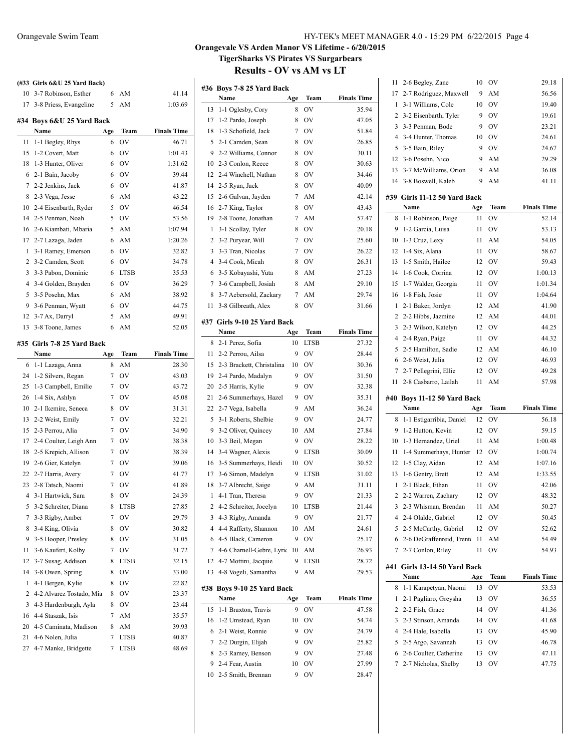**Orangevale VS Arden Manor VS Lifetime - 6/20/2015**
**TigerSharks VS Pirates VS Surgarbears**
## Results - OV vs AM vs LT

**(#33 Girls 6&U 25 Yard Back)**

| | Name | Age | Team | Finals Time |
|---|---|---|---|---|
| 10 | 3-7 Robinson, Esther | 6 | AM | 41.14 |
| 17 | 3-8 Priess, Evangeline | 5 | AM | 1:03.69 |

### #34 Boys 6&U 25 Yard Back

| | Name | Age | Team | Finals Time |
|---|---|---|---|---|
| 11 | 1-1 Begley, Rhys | 6 | OV | 46.71 |
| 15 | 1-2 Covert, Matt | 6 | OV | 1:01.43 |
| 18 | 1-3 Hunter, Oliver | 6 | OV | 1:31.62 |
| 6 | 2-1 Bain, Jacoby | 6 | OV | 39.44 |
| 7 | 2-2 Jenkins, Jack | 6 | OV | 41.87 |
| 8 | 2-3 Vega, Jesse | 6 | AM | 43.22 |
| 10 | 2-4 Eisenbarth, Ryder | 5 | OV | 46.54 |
| 14 | 2-5 Penman, Noah | 5 | OV | 53.56 |
| 16 | 2-6 Kiambati, Mbaria | 5 | AM | 1:07.94 |
| 17 | 2-7 Lazaga, Jaden | 6 | AM | 1:20.26 |
| 1 | 3-1 Ramey, Emerson | 6 | OV | 32.82 |
| 2 | 3-2 Camden, Scott | 6 | OV | 34.78 |
| 3 | 3-3 Pabon, Dominic | 6 | LTSB | 35.53 |
| 4 | 3-4 Golden, Brayden | 6 | OV | 36.29 |
| 5 | 3-5 Posehn, Max | 6 | AM | 38.92 |
| 9 | 3-6 Penman, Wyatt | 6 | OV | 44.75 |
| 12 | 3-7 Ax, Darryl | 5 | AM | 49.91 |
| 13 | 3-8 Toone, James | 6 | AM | 52.05 |

### #35 Girls 7-8 25 Yard Back

| | Name | Age | Team | Finals Time |
|---|---|---|---|---|
| 6 | 1-1 Lazaga, Anna | 8 | AM | 28.30 |
| 24 | 1-2 Silvers, Regan | 7 | OV | 43.03 |
| 25 | 1-3 Campbell, Emilie | 7 | OV | 43.72 |
| 26 | 1-4 Six, Ashlyn | 7 | OV | 45.08 |
| 10 | 2-1 Ikemire, Seneca | 8 | OV | 31.31 |
| 13 | 2-2 Weist, Emily | 7 | OV | 32.21 |
| 15 | 2-3 Perrou, Alia | 7 | OV | 34.90 |
| 17 | 2-4 Coulter, Leigh Ann | 7 | OV | 38.38 |
| 18 | 2-5 Krepich, Allison | 7 | OV | 38.39 |
| 19 | 2-6 Gier, Katelyn | 7 | OV | 39.06 |
| 22 | 2-7 Harris, Avery | 7 | OV | 41.77 |
| 23 | 2-8 Tatsch, Naomi | 7 | OV | 41.89 |
| 4 | 3-1 Hartwick, Sara | 8 | OV | 24.39 |
| 5 | 3-2 Schreiter, Diana | 8 | LTSB | 27.85 |
| 7 | 3-3 Rigby, Amber | 7 | OV | 29.79 |
| 8 | 3-4 King, Olivia | 8 | OV | 30.82 |
| 9 | 3-5 Hooper, Presley | 8 | OV | 31.05 |
| 11 | 3-6 Kaufert, Kolby | 7 | OV | 31.72 |
| 12 | 3-7 Susag, Addison | 8 | LTSB | 32.15 |
| 14 | 3-8 Owen, Spring | 8 | OV | 33.00 |
| 1 | 4-1 Bergen, Kylie | 8 | OV | 22.82 |
| 2 | 4-2 Alvarez Tostado, Mia | 8 | OV | 23.37 |
| 3 | 4-3 Hardenburgh, Ayla | 8 | OV | 23.44 |
| 16 | 4-4 Staszak, Isis | 7 | AM | 35.57 |
| 20 | 4-5 Caminata, Madison | 8 | AM | 39.93 |
| 21 | 4-6 Nolen, Julia | 7 | LTSB | 40.87 |
| 27 | 4-7 Manke, Bridgette | 7 | LTSB | 48.69 |

### #36 Boys 7-8 25 Yard Back

| | Name | Age | Team | Finals Time |
|---|---|---|---|---|
| 13 | 1-1 Oglesby, Cory | 8 | OV | 35.94 |
| 17 | 1-2 Pardo, Joseph | 8 | OV | 47.05 |
| 18 | 1-3 Schofield, Jack | 7 | OV | 51.84 |
| 5 | 2-1 Camden, Sean | 8 | OV | 26.85 |
| 9 | 2-2 Williams, Connor | 8 | OV | 30.11 |
| 10 | 2-3 Conlon, Reece | 8 | OV | 30.63 |
| 12 | 2-4 Winchell, Nathan | 8 | OV | 34.46 |
| 14 | 2-5 Ryan, Jack | 8 | OV | 40.09 |
| 15 | 2-6 Galvan, Jayden | 7 | AM | 42.14 |
| 16 | 2-7 King, Taylor | 8 | OV | 43.43 |
| 19 | 2-8 Toone, Jonathan | 7 | AM | 57.47 |
| 1 | 3-1 Scollay, Tyler | 8 | OV | 20.18 |
| 2 | 3-2 Puryear, Will | 7 | OV | 25.60 |
| 3 | 3-3 Tran, Nicolas | 7 | OV | 26.22 |
| 4 | 3-4 Cook, Micah | 8 | OV | 26.31 |
| 6 | 3-5 Kobayashi, Yuta | 8 | AM | 27.23 |
| 7 | 3-6 Campbell, Josiah | 8 | AM | 29.10 |
| 8 | 3-7 Aebersold, Zackary | 7 | AM | 29.74 |
| 11 | 3-8 Gilbreath, Alex | 8 | OV | 31.66 |

### #37 Girls 9-10 25 Yard Back

| | Name | Age | Team | Finals Time |
|---|---|---|---|---|
| 8 | 2-1 Perez, Sofia | 10 | LTSB | 27.32 |
| 11 | 2-2 Perrou, Ailsa | 9 | OV | 28.44 |
| 15 | 2-3 Brackett, Christalina | 10 | OV | 30.36 |
| 19 | 2-4 Pardo, Madalyn | 9 | OV | 31.50 |
| 20 | 2-5 Harris, Kylie | 9 | OV | 32.38 |
| 21 | 2-6 Summerhays, Hazel | 9 | OV | 35.31 |
| 22 | 2-7 Vega, Isabella | 9 | AM | 36.24 |
| 5 | 3-1 Roberts, Shelbie | 9 | OV | 24.77 |
| 9 | 3-2 Oliver, Quincey | 10 | AM | 27.84 |
| 10 | 3-3 Beil, Megan | 9 | OV | 28.22 |
| 14 | 3-4 Wagner, Alexis | 9 | LTSB | 30.09 |
| 16 | 3-5 Summerhays, Heidi | 10 | OV | 30.52 |
| 17 | 3-6 Simon, Madelyn | 9 | LTSB | 31.02 |
| 18 | 3-7 Albrecht, Saige | 9 | AM | 31.11 |
| 1 | 4-1 Tran, Theresa | 9 | OV | 21.33 |
| 2 | 4-2 Schreiter, Jocelyn | 10 | LTSB | 21.44 |
| 3 | 4-3 Rigby, Amanda | 9 | OV | 21.77 |
| 4 | 4-4 Rafferty, Shannon | 10 | AM | 24.61 |
| 6 | 4-5 Black, Cameron | 9 | OV | 25.17 |
| 7 | 4-6 Charnell-Gebre, Lyric | 10 | AM | 26.93 |
| 12 | 4-7 Mottini, Jacquie | 9 | LTSB | 28.72 |
| 13 | 4-8 Vogeli, Samantha | 9 | AM | 29.53 |

### #38 Boys 9-10 25 Yard Back

| | Name | Age | Team | Finals Time |
|---|---|---|---|---|
| 15 | 1-1 Braxton, Travis | 9 | OV | 47.58 |
| 16 | 1-2 Umstead, Ryan | 10 | OV | 54.74 |
| 6 | 2-1 Weist, Ronnie | 9 | OV | 24.79 |
| 7 | 2-2 Durgin, Elijah | 9 | OV | 25.82 |
| 8 | 2-3 Ramey, Benson | 9 | OV | 27.48 |
| 9 | 2-4 Fear, Austin | 10 | OV | 27.99 |
| 10 | 2-5 Smith, Brennan | 9 | OV | 28.47 |
| 11 | 2-6 Begley, Zane | 10 | OV | 29.18 |
| 17 | 2-7 Rodriguez, Maxwell | 9 | AM | 56.56 |
| 1 | 3-1 Williams, Cole | 10 | OV | 19.40 |
| 2 | 3-2 Eisenbarth, Tyler | 9 | OV | 19.61 |
| 3 | 3-3 Penman, Bode | 9 | OV | 23.21 |
| 4 | 3-4 Hunter, Thomas | 10 | OV | 24.61 |
| 5 | 3-5 Bain, Riley | 9 | OV | 24.67 |
| 12 | 3-6 Posehn, Nico | 9 | AM | 29.29 |
| 13 | 3-7 McWilliams, Orion | 9 | AM | 36.08 |
| 14 | 3-8 Boswell, Kaleb | 9 | AM | 41.11 |

### #39 Girls 11-12 50 Yard Back

| | Name | Age | Team | Finals Time |
|---|---|---|---|---|
| 8 | 1-1 Robinson, Paige | 11 | OV | 52.14 |
| 9 | 1-2 Garcia, Luisa | 11 | OV | 53.13 |
| 10 | 1-3 Cruz, Lexy | 11 | AM | 54.05 |
| 12 | 1-4 Six, Alana | 11 | OV | 58.67 |
| 13 | 1-5 Smith, Hailee | 12 | OV | 59.43 |
| 14 | 1-6 Cook, Corrina | 12 | OV | 1:00.13 |
| 15 | 1-7 Walder, Georgia | 11 | OV | 1:01.34 |
| 16 | 1-8 Fish, Josie | 11 | OV | 1:04.64 |
| 1 | 2-1 Baker, Jordyn | 12 | AM | 41.90 |
| 2 | 2-2 Hibbs, Jazmine | 12 | AM | 44.01 |
| 3 | 2-3 Wilson, Katelyn | 12 | OV | 44.25 |
| 4 | 2-4 Ryan, Paige | 11 | OV | 44.32 |
| 5 | 2-5 Hamilton, Sadie | 12 | AM | 46.10 |
| 6 | 2-6 Weist, Julia | 12 | OV | 46.93 |
| 7 | 2-7 Pellegrini, Ellie | 12 | OV | 49.28 |
| 11 | 2-8 Casbarro, Lailah | 11 | AM | 57.98 |

### #40 Boys 11-12 50 Yard Back

| | Name | Age | Team | Finals Time |
|---|---|---|---|---|
| 8 | 1-1 Estigarribia, Daniel | 12 | OV | 56.18 |
| 9 | 1-2 Hutton, Kevin | 12 | OV | 59.15 |
| 10 | 1-3 Hernandez, Uriel | 11 | AM | 1:00.48 |
| 11 | 1-4 Summerhays, Hunter | 12 | OV | 1:00.74 |
| 12 | 1-5 Clay, Aidan | 12 | AM | 1:07.16 |
| 13 | 1-6 Gentry, Brett | 12 | AM | 1:33.55 |
| 1 | 2-1 Black, Ethan | 11 | OV | 42.06 |
| 2 | 2-2 Warren, Zachary | 12 | OV | 48.32 |
| 3 | 2-3 Whisman, Brendan | 11 | AM | 50.27 |
| 4 | 2-4 Olalde, Gabriel | 12 | OV | 50.45 |
| 5 | 2-5 McCarthy, Gabriel | 12 | OV | 52.62 |
| 6 | 2-6 DeGraffenreid, Trento | 11 | AM | 54.49 |
| 7 | 2-7 Conlon, Riley | 11 | OV | 54.93 |

### #41 Girls 13-14 50 Yard Back

| | Name | Age | Team | Finals Time |
|---|---|---|---|---|
| 8 | 1-1 Karapetyan, Naomi | 13 | OV | 53.53 |
| 1 | 2-1 Pagliaro, Greysha | 13 | OV | 36.55 |
| 2 | 2-2 Fish, Grace | 14 | OV | 41.36 |
| 3 | 2-3 Stinson, Amanda | 14 | OV | 41.68 |
| 4 | 2-4 Hale, Isabella | 13 | OV | 45.90 |
| 5 | 2-5 Argo, Savannah | 13 | OV | 46.78 |
| 6 | 2-6 Coulter, Catherine | 13 | OV | 47.11 |
| 7 | 2-7 Nicholas, Shelby | 13 | OV | 47.75 |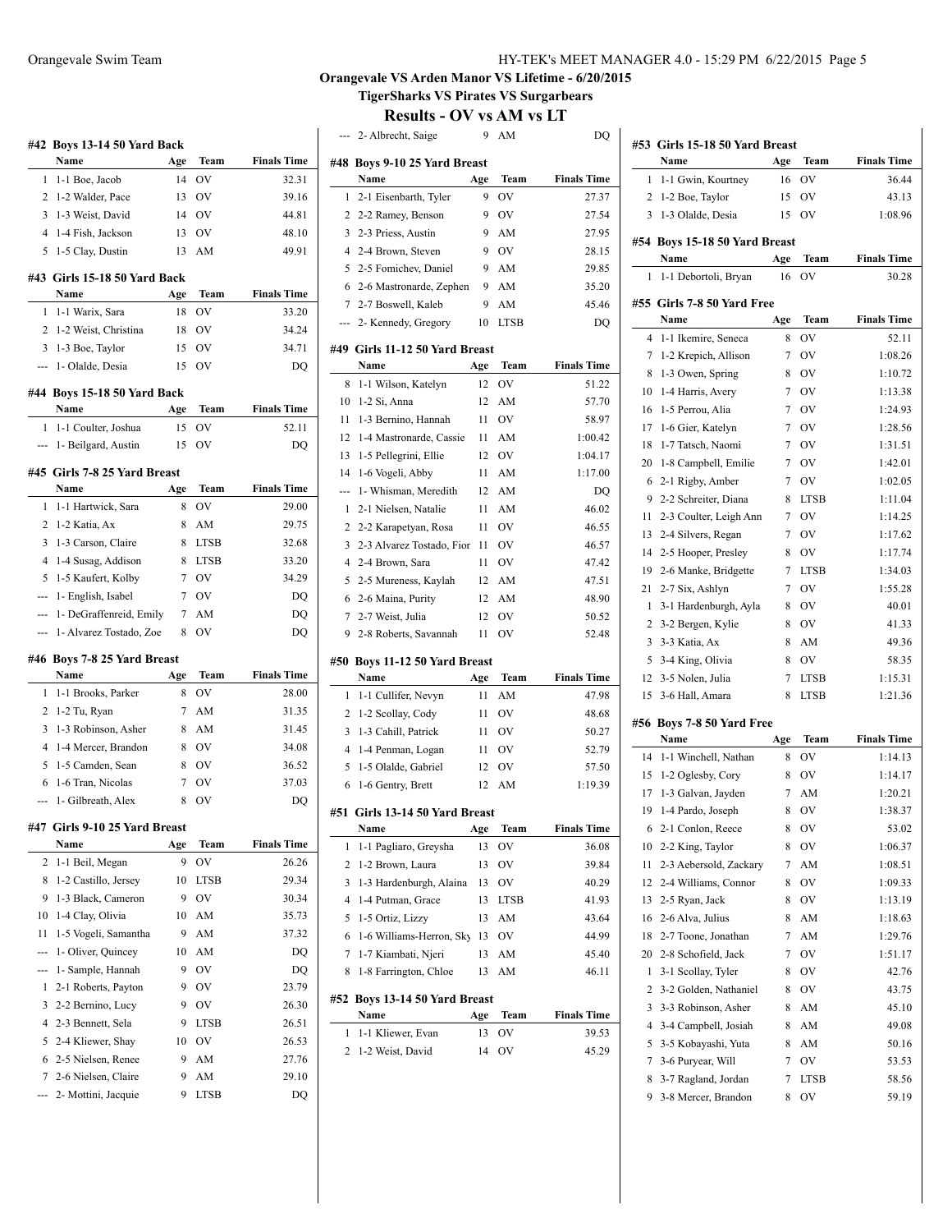## Orangevale VS Arden Manor VS Lifetime - 6/20/2015

### TigerSharks VS Pirates VS Surgarbears

### Results - OV vs AM vs LT

#### #42 Boys 13-14 50 Yard Back

| | Name | Age | Team | Finals Time |
|---|---|---|---|---|
| 1 | 1-1 Boe, Jacob | 14 | OV | 32.31 |
| 2 | 1-2 Walder, Pace | 13 | OV | 39.16 |
| 3 | 1-3 Weist, David | 14 | OV | 44.81 |
| 4 | 1-4 Fish, Jackson | 13 | OV | 48.10 |
| 5 | 1-5 Clay, Dustin | 13 | AM | 49.91 |

#### #43 Girls 15-18 50 Yard Back

| | Name | Age | Team | Finals Time |
|---|---|---|---|---|
| 1 | 1-1 Warix, Sara | 18 | OV | 33.20 |
| 2 | 1-2 Weist, Christina | 18 | OV | 34.24 |
| 3 | 1-3 Boe, Taylor | 15 | OV | 34.71 |
| --- | 1- Olalde, Desia | 15 | OV | DQ |

#### #44 Boys 15-18 50 Yard Back

| | Name | Age | Team | Finals Time |
|---|---|---|---|---|
| 1 | 1-1 Coulter, Joshua | 15 | OV | 52.11 |
| --- | 1- Beilgard, Austin | 15 | OV | DQ |

#### #45 Girls 7-8 25 Yard Breast

| | Name | Age | Team | Finals Time |
|---|---|---|---|---|
| 1 | 1-1 Hartwick, Sara | 8 | OV | 29.00 |
| 2 | 1-2 Katia, Ax | 8 | AM | 29.75 |
| 3 | 1-3 Carson, Claire | 8 | LTSB | 32.68 |
| 4 | 1-4 Susag, Addison | 8 | LTSB | 33.20 |
| 5 | 1-5 Kaufert, Kolby | 7 | OV | 34.29 |
| --- | 1- English, Isabel | 7 | OV | DQ |
| --- | 1- DeGraffenreid, Emily | 7 | AM | DQ |
| --- | 1- Alvarez Tostado, Zoe | 8 | OV | DQ |

#### #46 Boys 7-8 25 Yard Breast

| | Name | Age | Team | Finals Time |
|---|---|---|---|---|
| 1 | 1-1 Brooks, Parker | 8 | OV | 28.00 |
| 2 | 1-2 Tu, Ryan | 7 | AM | 31.35 |
| 3 | 1-3 Robinson, Asher | 8 | AM | 31.45 |
| 4 | 1-4 Mercer, Brandon | 8 | OV | 34.08 |
| 5 | 1-5 Camden, Sean | 8 | OV | 36.52 |
| 6 | 1-6 Tran, Nicolas | 7 | OV | 37.03 |
| --- | 1- Gilbreath, Alex | 8 | OV | DQ |

#### #47 Girls 9-10 25 Yard Breast

| | Name | Age | Team | Finals Time |
|---|---|---|---|---|
| 2 | 1-1 Beil, Megan | 9 | OV | 26.26 |
| 8 | 1-2 Castillo, Jersey | 10 | LTSB | 29.34 |
| 9 | 1-3 Black, Cameron | 9 | OV | 30.34 |
| 10 | 1-4 Clay, Olivia | 10 | AM | 35.73 |
| 11 | 1-5 Vogeli, Samantha | 9 | AM | 37.32 |
| --- | 1- Oliver, Quincey | 10 | AM | DQ |
| --- | 1- Sample, Hannah | 9 | OV | DQ |
| 1 | 2-1 Roberts, Payton | 9 | OV | 23.79 |
| 3 | 2-2 Bernino, Lucy | 9 | OV | 26.30 |
| 4 | 2-3 Bennett, Sela | 9 | LTSB | 26.51 |
| 5 | 2-4 Kliewer, Shay | 10 | OV | 26.53 |
| 6 | 2-5 Nielsen, Renee | 9 | AM | 27.76 |
| 7 | 2-6 Nielsen, Claire | 9 | AM | 29.10 |
| --- | 2- Mottini, Jacquie | 9 | LTSB | DQ |
| --- | 2- Albrecht, Saige | 9 | AM | DQ |

#### #48 Boys 9-10 25 Yard Breast

| | Name | Age | Team | Finals Time |
|---|---|---|---|---|
| 1 | 2-1 Eisenbarth, Tyler | 9 | OV | 27.37 |
| 2 | 2-2 Ramey, Benson | 9 | OV | 27.54 |
| 3 | 2-3 Priess, Austin | 9 | AM | 27.95 |
| 4 | 2-4 Brown, Steven | 9 | OV | 28.15 |
| 5 | 2-5 Fomichev, Daniel | 9 | AM | 29.85 |
| 6 | 2-6 Mastronarde, Zephen | 9 | AM | 35.20 |
| 7 | 2-7 Boswell, Kaleb | 9 | AM | 45.46 |
| --- | 2- Kennedy, Gregory | 10 | LTSB | DQ |

#### #49 Girls 11-12 50 Yard Breast

| | Name | Age | Team | Finals Time |
|---|---|---|---|---|
| 8 | 1-1 Wilson, Katelyn | 12 | OV | 51.22 |
| 10 | 1-2 Si, Anna | 12 | AM | 57.70 |
| 11 | 1-3 Bernino, Hannah | 11 | OV | 58.97 |
| 12 | 1-4 Mastronarde, Cassie | 11 | AM | 1:00.42 |
| 13 | 1-5 Pellegrini, Ellie | 12 | OV | 1:04.17 |
| 14 | 1-6 Vogeli, Abby | 11 | AM | 1:17.00 |
| --- | 1- Whisman, Meredith | 12 | AM | DQ |
| 1 | 2-1 Nielsen, Natalie | 11 | AM | 46.02 |
| 2 | 2-2 Karapetyan, Rosa | 11 | OV | 46.55 |
| 3 | 2-3 Alvarez Tostado, Fior | 11 | OV | 46.57 |
| 4 | 2-4 Brown, Sara | 11 | OV | 47.42 |
| 5 | 2-5 Mureness, Kaylah | 12 | AM | 47.51 |
| 6 | 2-6 Maina, Purity | 12 | AM | 48.90 |
| 7 | 2-7 Weist, Julia | 12 | OV | 50.52 |
| 9 | 2-8 Roberts, Savannah | 11 | OV | 52.48 |

#### #50 Boys 11-12 50 Yard Breast

| | Name | Age | Team | Finals Time |
|---|---|---|---|---|
| 1 | 1-1 Cullifer, Nevyn | 11 | AM | 47.98 |
| 2 | 1-2 Scollay, Cody | 11 | OV | 48.68 |
| 3 | 1-3 Cahill, Patrick | 11 | OV | 50.27 |
| 4 | 1-4 Penman, Logan | 11 | OV | 52.79 |
| 5 | 1-5 Olalde, Gabriel | 12 | OV | 57.50 |
| 6 | 1-6 Gentry, Brett | 12 | AM | 1:19.39 |

#### #51 Girls 13-14 50 Yard Breast

| | Name | Age | Team | Finals Time |
|---|---|---|---|---|
| 1 | 1-1 Pagliaro, Greysha | 13 | OV | 36.08 |
| 2 | 1-2 Brown, Laura | 13 | OV | 39.84 |
| 3 | 1-3 Hardenburgh, Alaina | 13 | OV | 40.29 |
| 4 | 1-4 Putman, Grace | 13 | LTSB | 41.93 |
| 5 | 1-5 Ortiz, Lizzy | 13 | AM | 43.64 |
| 6 | 1-6 Williams-Herron, Sky | 13 | OV | 44.99 |
| 7 | 1-7 Kiambati, Njeri | 13 | AM | 45.40 |
| 8 | 1-8 Farrington, Chloe | 13 | AM | 46.11 |

#### #52 Boys 13-14 50 Yard Breast

| | Name | Age | Team | Finals Time |
|---|---|---|---|---|
| 1 | 1-1 Kliewer, Evan | 13 | OV | 39.53 |
| 2 | 1-2 Weist, David | 14 | OV | 45.29 |

#### #53 Girls 15-18 50 Yard Breast

| | Name | Age | Team | Finals Time |
|---|---|---|---|---|
| 1 | 1-1 Gwin, Kourtney | 16 | OV | 36.44 |
| 2 | 1-2 Boe, Taylor | 15 | OV | 43.13 |
| 3 | 1-3 Olalde, Desia | 15 | OV | 1:08.96 |

#### #54 Boys 15-18 50 Yard Breast

| | Name | Age | Team | Finals Time |
|---|---|---|---|---|
| 1 | 1-1 Debortoli, Bryan | 16 | OV | 30.28 |

#### #55 Girls 7-8 50 Yard Free

| | Name | Age | Team | Finals Time |
|---|---|---|---|---|
| 4 | 1-1 Ikemire, Seneca | 8 | OV | 52.11 |
| 7 | 1-2 Krepich, Allison | 7 | OV | 1:08.26 |
| 8 | 1-3 Owen, Spring | 8 | OV | 1:10.72 |
| 10 | 1-4 Harris, Avery | 7 | OV | 1:13.38 |
| 16 | 1-5 Perrou, Alia | 7 | OV | 1:24.93 |
| 17 | 1-6 Gier, Katelyn | 7 | OV | 1:28.56 |
| 18 | 1-7 Tatsch, Naomi | 7 | OV | 1:31.51 |
| 20 | 1-8 Campbell, Emilie | 7 | OV | 1:42.01 |
| 6 | 2-1 Rigby, Amber | 7 | OV | 1:02.05 |
| 9 | 2-2 Schreiter, Diana | 8 | LTSB | 1:11.04 |
| 11 | 2-3 Coulter, Leigh Ann | 7 | OV | 1:14.25 |
| 13 | 2-4 Silvers, Regan | 7 | OV | 1:17.62 |
| 14 | 2-5 Hooper, Presley | 8 | OV | 1:17.74 |
| 19 | 2-6 Manke, Bridgette | 7 | LTSB | 1:34.03 |
| 21 | 2-7 Six, Ashlyn | 7 | OV | 1:55.28 |
| 1 | 3-1 Hardenburgh, Ayla | 8 | OV | 40.01 |
| 2 | 3-2 Bergen, Kylie | 8 | OV | 41.33 |
| 3 | 3-3 Katia, Ax | 8 | AM | 49.36 |
| 5 | 3-4 King, Olivia | 8 | OV | 58.35 |
| 12 | 3-5 Nolen, Julia | 7 | LTSB | 1:15.31 |
| 15 | 3-6 Hall, Amara | 8 | LTSB | 1:21.36 |

#### #56 Boys 7-8 50 Yard Free

| | Name | Age | Team | Finals Time |
|---|---|---|---|---|
| 14 | 1-1 Winchell, Nathan | 8 | OV | 1:14.13 |
| 15 | 1-2 Oglesby, Cory | 8 | OV | 1:14.17 |
| 17 | 1-3 Galvan, Jayden | 7 | AM | 1:20.21 |
| 19 | 1-4 Pardo, Joseph | 8 | OV | 1:38.37 |
| 6 | 2-1 Conlon, Reece | 8 | OV | 53.02 |
| 10 | 2-2 King, Taylor | 8 | OV | 1:06.37 |
| 11 | 2-3 Aebersold, Zackary | 7 | AM | 1:08.51 |
| 12 | 2-4 Williams, Connor | 8 | OV | 1:09.33 |
| 13 | 2-5 Ryan, Jack | 8 | OV | 1:13.19 |
| 16 | 2-6 Alva, Julius | 8 | AM | 1:18.63 |
| 18 | 2-7 Toone, Jonathan | 7 | AM | 1:29.76 |
| 20 | 2-8 Schofield, Jack | 7 | OV | 1:51.17 |
| 1 | 3-1 Scollay, Tyler | 8 | OV | 42.76 |
| 2 | 3-2 Golden, Nathaniel | 8 | OV | 43.75 |
| 3 | 3-3 Robinson, Asher | 8 | AM | 45.10 |
| 4 | 3-4 Campbell, Josiah | 8 | AM | 49.08 |
| 5 | 3-5 Kobayashi, Yuta | 8 | AM | 50.16 |
| 7 | 3-6 Puryear, Will | 7 | OV | 53.53 |
| 8 | 3-7 Ragland, Jordan | 7 | LTSB | 58.56 |
| 9 | 3-8 Mercer, Brandon | 8 | OV | 59.19 |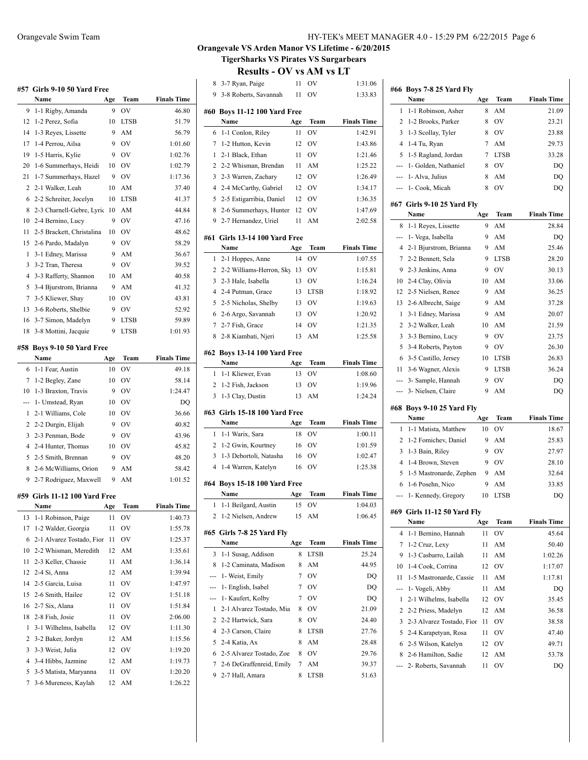**Orangevale VS Arden Manor VS Lifetime - 6/20/2015**

**TigerSharks VS Pirates VS Surgarbears**

## Results - OV vs AM vs LT

### #57 Girls 9-10 50 Yard Free

| | Name | Age | Team | Finals Time |
|---|---|---|---|---|
| 9 | 1-1 Rigby, Amanda | 9 | OV | 46.80 |
| 12 | 1-2 Perez, Sofia | 10 | LTSB | 51.79 |
| 14 | 1-3 Reyes, Lissette | 9 | AM | 56.79 |
| 17 | 1-4 Perrou, Ailsa | 9 | OV | 1:01.60 |
| 19 | 1-5 Harris, Kylie | 9 | OV | 1:02.76 |
| 20 | 1-6 Summerhays, Heidi | 10 | OV | 1:02.79 |
| 21 | 1-7 Summerhays, Hazel | 9 | OV | 1:17.36 |
| 2 | 2-1 Walker, Leah | 10 | AM | 37.40 |
| 6 | 2-2 Schreiter, Jocelyn | 10 | LTSB | 41.37 |
| 8 | 2-3 Charnell-Gebre, Lyric | 10 | AM | 44.84 |
| 10 | 2-4 Bernino, Lucy | 9 | OV | 47.16 |
| 11 | 2-5 Brackett, Christalina | 10 | OV | 48.62 |
| 15 | 2-6 Pardo, Madalyn | 9 | OV | 58.29 |
| 1 | 3-1 Edney, Marissa | 9 | AM | 36.67 |
| 3 | 3-2 Tran, Theresa | 9 | OV | 39.52 |
| 4 | 3-3 Rafferty, Shannon | 10 | AM | 40.58 |
| 5 | 3-4 Bjurstrom, Brianna | 9 | AM | 41.32 |
| 7 | 3-5 Kliewer, Shay | 10 | OV | 43.81 |
| 13 | 3-6 Roberts, Shelbie | 9 | OV | 52.92 |
| 16 | 3-7 Simon, Madelyn | 9 | LTSB | 59.89 |
| 18 | 3-8 Mottini, Jacquie | 9 | LTSB | 1:01.93 |

### #58 Boys 9-10 50 Yard Free

| | Name | Age | Team | Finals Time |
|---|---|---|---|---|
| 6 | 1-1 Fear, Austin | 10 | OV | 49.18 |
| 7 | 1-2 Begley, Zane | 10 | OV | 58.14 |
| 10 | 1-3 Braxton, Travis | 9 | OV | 1:24.47 |
| --- | 1- Umstead, Ryan | 10 | OV | DQ |
| 1 | 2-1 Williams, Cole | 10 | OV | 36.66 |
| 2 | 2-2 Durgin, Elijah | 9 | OV | 40.82 |
| 3 | 2-3 Penman, Bode | 9 | OV | 43.96 |
| 4 | 2-4 Hunter, Thomas | 10 | OV | 45.82 |
| 5 | 2-5 Smith, Brennan | 9 | OV | 48.20 |
| 8 | 2-6 McWilliams, Orion | 9 | AM | 58.42 |
| 9 | 2-7 Rodriguez, Maxwell | 9 | AM | 1:01.52 |

### #59 Girls 11-12 100 Yard Free

| | Name | Age | Team | Finals Time |
|---|---|---|---|---|
| 13 | 1-1 Robinson, Paige | 11 | OV | 1:40.73 |
| 17 | 1-2 Walder, Georgia | 11 | OV | 1:55.78 |
| 6 | 2-1 Alvarez Tostado, Fior | 11 | OV | 1:25.37 |
| 10 | 2-2 Whisman, Meredith | 12 | AM | 1:35.61 |
| 11 | 2-3 Keller, Chassie | 11 | AM | 1:36.14 |
| 12 | 2-4 Si, Anna | 12 | AM | 1:39.94 |
| 14 | 2-5 Garcia, Luisa | 11 | OV | 1:47.97 |
| 15 | 2-6 Smith, Hailee | 12 | OV | 1:51.18 |
| 16 | 2-7 Six, Alana | 11 | OV | 1:51.84 |
| 18 | 2-8 Fish, Josie | 11 | OV | 2:06.00 |
| 1 | 3-1 Wilhelms, Isabella | 12 | OV | 1:11.30 |
| 2 | 3-2 Baker, Jordyn | 12 | AM | 1:15.56 |
| 3 | 3-3 Weist, Julia | 12 | OV | 1:19.20 |
| 4 | 3-4 Hibbs, Jazmine | 12 | AM | 1:19.73 |
| 5 | 3-5 Matista, Maryanna | 11 | OV | 1:20.20 |
| 7 | 3-6 Mureness, Kaylah | 12 | AM | 1:26.22 |
| 8 | 3-7 Ryan, Paige | 11 | OV | 1:31.06 |
| 9 | 3-8 Roberts, Savannah | 11 | OV | 1:33.83 |

### #60 Boys 11-12 100 Yard Free

| | Name | Age | Team | Finals Time |
|---|---|---|---|---|
| 6 | 1-1 Conlon, Riley | 11 | OV | 1:42.91 |
| 7 | 1-2 Hutton, Kevin | 12 | OV | 1:43.86 |
| 1 | 2-1 Black, Ethan | 11 | OV | 1:21.46 |
| 2 | 2-2 Whisman, Brendan | 11 | AM | 1:25.22 |
| 3 | 2-3 Warren, Zachary | 12 | OV | 1:26.49 |
| 4 | 2-4 McCarthy, Gabriel | 12 | OV | 1:34.17 |
| 5 | 2-5 Estigarribia, Daniel | 12 | OV | 1:36.35 |
| 8 | 2-6 Summerhays, Hunter | 12 | OV | 1:47.69 |
| 9 | 2-7 Hernandez, Uriel | 11 | AM | 2:02.58 |

### #61 Girls 13-14 100 Yard Free

| | Name | Age | Team | Finals Time |
|---|---|---|---|---|
| 1 | 2-1 Hoppes, Anne | 14 | OV | 1:07.55 |
| 2 | 2-2 Williams-Herron, Sky | 13 | OV | 1:15.81 |
| 3 | 2-3 Hale, Isabella | 13 | OV | 1:16.24 |
| 4 | 2-4 Putman, Grace | 13 | LTSB | 1:18.92 |
| 5 | 2-5 Nicholas, Shelby | 13 | OV | 1:19.63 |
| 6 | 2-6 Argo, Savannah | 13 | OV | 1:20.92 |
| 7 | 2-7 Fish, Grace | 14 | OV | 1:21.35 |
| 8 | 2-8 Kiambati, Njeri | 13 | AM | 1:25.58 |

### #62 Boys 13-14 100 Yard Free

| | Name | Age | Team | Finals Time |
|---|---|---|---|---|
| 1 | 1-1 Kliewer, Evan | 13 | OV | 1:08.60 |
| 2 | 1-2 Fish, Jackson | 13 | OV | 1:19.96 |
| 3 | 1-3 Clay, Dustin | 13 | AM | 1:24.24 |

### #63 Girls 15-18 100 Yard Free

| | Name | Age | Team | Finals Time |
|---|---|---|---|---|
| 1 | 1-1 Warix, Sara | 18 | OV | 1:00.11 |
| 2 | 1-2 Gwin, Kourtney | 16 | OV | 1:01.59 |
| 3 | 1-3 Debortoli, Natasha | 16 | OV | 1:02.47 |
| 4 | 1-4 Warren, Katelyn | 16 | OV | 1:25.38 |

### #64 Boys 15-18 100 Yard Free

| | Name | Age | Team | Finals Time |
|---|---|---|---|---|
| 1 | 1-1 Beilgard, Austin | 15 | OV | 1:04.03 |
| 2 | 1-2 Nielsen, Andrew | 15 | AM | 1:06.45 |

### #65 Girls 7-8 25 Yard Fly

| | Name | Age | Team | Finals Time |
|---|---|---|---|---|
| 3 | 1-1 Susag, Addison | 8 | LTSB | 25.24 |
| 8 | 1-2 Caminata, Madison | 8 | AM | 44.95 |
| --- | 1- Weist, Emily | 7 | OV | DQ |
| --- | 1- English, Isabel | 7 | OV | DQ |
| --- | 1- Kaufert, Kolby | 7 | OV | DQ |
| 1 | 2-1 Alvarez Tostado, Mia | 8 | OV | 21.09 |
| 2 | 2-2 Hartwick, Sara | 8 | OV | 24.40 |
| 4 | 2-3 Carson, Claire | 8 | LTSB | 27.76 |
| 5 | 2-4 Katia, Ax | 8 | AM | 28.48 |
| 6 | 2-5 Alvarez Tostado, Zoe | 8 | OV | 29.76 |
| 7 | 2-6 DeGraffenreid, Emily | 7 | AM | 39.37 |
| 9 | 2-7 Hall, Amara | 8 | LTSB | 51.63 |

### #66 Boys 7-8 25 Yard Fly

| | Name | Age | Team | Finals Time |
|---|---|---|---|---|
| 1 | 1-1 Robinson, Asher | 8 | AM | 21.09 |
| 2 | 1-2 Brooks, Parker | 8 | OV | 23.21 |
| 3 | 1-3 Scollay, Tyler | 8 | OV | 23.88 |
| 4 | 1-4 Tu, Ryan | 7 | AM | 29.73 |
| 5 | 1-5 Ragland, Jordan | 7 | LTSB | 33.28 |
| --- | 1- Golden, Nathaniel | 8 | OV | DQ |
| --- | 1- Alva, Julius | 8 | AM | DQ |
| --- | 1- Cook, Micah | 8 | OV | DQ |

### #67 Girls 9-10 25 Yard Fly

| | Name | Age | Team | Finals Time |
|---|---|---|---|---|
| 8 | 1-1 Reyes, Lissette | 9 | AM | 28.84 |
| --- | 1- Vega, Isabella | 9 | AM | DQ |
| 4 | 2-1 Bjurstrom, Brianna | 9 | AM | 25.46 |
| 7 | 2-2 Bennett, Sela | 9 | LTSB | 28.20 |
| 9 | 2-3 Jenkins, Anna | 9 | OV | 30.13 |
| 10 | 2-4 Clay, Olivia | 10 | AM | 33.06 |
| 12 | 2-5 Nielsen, Renee | 9 | AM | 36.25 |
| 13 | 2-6 Albrecht, Saige | 9 | AM | 37.28 |
| 1 | 3-1 Edney, Marissa | 9 | AM | 20.07 |
| 2 | 3-2 Walker, Leah | 10 | AM | 21.59 |
| 3 | 3-3 Bernino, Lucy | 9 | OV | 23.75 |
| 5 | 3-4 Roberts, Payton | 9 | OV | 26.30 |
| 6 | 3-5 Castillo, Jersey | 10 | LTSB | 26.83 |
| 11 | 3-6 Wagner, Alexis | 9 | LTSB | 36.24 |
| --- | 3- Sample, Hannah | 9 | OV | DQ |
| --- | 3- Nielsen, Claire | 9 | AM | DQ |

### #68 Boys 9-10 25 Yard Fly

| | Name | Age | Team | Finals Time |
|---|---|---|---|---|
| 1 | 1-1 Matista, Matthew | 10 | OV | 18.67 |
| 2 | 1-2 Fomichev, Daniel | 9 | AM | 25.83 |
| 3 | 1-3 Bain, Riley | 9 | OV | 27.97 |
| 4 | 1-4 Brown, Steven | 9 | OV | 28.10 |
| 5 | 1-5 Mastronarde, Zephen | 9 | AM | 32.64 |
| 6 | 1-6 Posehn, Nico | 9 | AM | 33.85 |
| --- | 1- Kennedy, Gregory | 10 | LTSB | DQ |

### #69 Girls 11-12 50 Yard Fly

| | Name | Age | Team | Finals Time |
|---|---|---|---|---|
| 4 | 1-1 Bernino, Hannah | 11 | OV | 45.64 |
| 7 | 1-2 Cruz, Lexy | 11 | AM | 50.40 |
| 9 | 1-3 Casbarro, Lailah | 11 | AM | 1:02.26 |
| 10 | 1-4 Cook, Corrina | 12 | OV | 1:17.07 |
| 11 | 1-5 Mastronarde, Cassie | 11 | AM | 1:17.81 |
| --- | 1- Vogeli, Abby | 11 | AM | DQ |
| 1 | 2-1 Wilhelms, Isabella | 12 | OV | 35.45 |
| 2 | 2-2 Priess, Madelyn | 12 | AM | 36.58 |
| 3 | 2-3 Alvarez Tostado, Fior | 11 | OV | 38.58 |
| 5 | 2-4 Karapetyan, Rosa | 11 | OV | 47.40 |
| 6 | 2-5 Wilson, Katelyn | 12 | OV | 49.71 |
| 8 | 2-6 Hamilton, Sadie | 12 | AM | 53.78 |
| --- | 2- Roberts, Savannah | 11 | OV | DQ |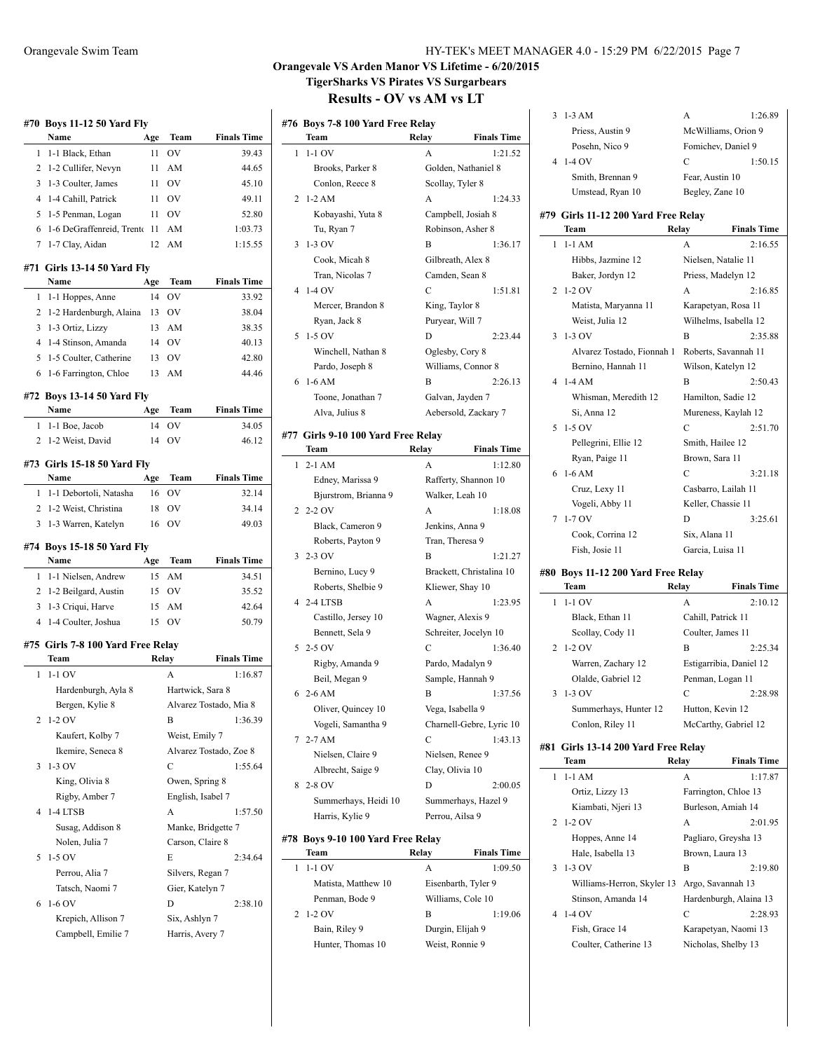## Orangevale VS Arden Manor VS Lifetime - 6/20/2015
### TigerSharks VS Pirates VS Surgarbears
### Results - OV vs AM vs LT

#### #70 Boys 11-12 50 Yard Fly

| | Name | Age | Team | Finals Time |
|---|---|---|---|---|
| 1 | 1-1 Black, Ethan | 11 | OV | 39.43 |
| 2 | 1-2 Cullifer, Nevyn | 11 | AM | 44.65 |
| 3 | 1-3 Coulter, James | 11 | OV | 45.10 |
| 4 | 1-4 Cahill, Patrick | 11 | OV | 49.11 |
| 5 | 1-5 Penman, Logan | 11 | OV | 52.80 |
| 6 | 1-6 DeGraffenreid, Trento | 11 | AM | 1:03.73 |
| 7 | 1-7 Clay, Aidan | 12 | AM | 1:15.55 |

#### #71 Girls 13-14 50 Yard Fly

| | Name | Age | Team | Finals Time |
|---|---|---|---|---|
| 1 | 1-1 Hoppes, Anne | 14 | OV | 33.92 |
| 2 | 1-2 Hardenburgh, Alaina | 13 | OV | 38.04 |
| 3 | 1-3 Ortiz, Lizzy | 13 | AM | 38.35 |
| 4 | 1-4 Stinson, Amanda | 14 | OV | 40.13 |
| 5 | 1-5 Coulter, Catherine | 13 | OV | 42.80 |
| 6 | 1-6 Farrington, Chloe | 13 | AM | 44.46 |

#### #72 Boys 13-14 50 Yard Fly

| | Name | Age | Team | Finals Time |
|---|---|---|---|---|
| 1 | 1-1 Boe, Jacob | 14 | OV | 34.05 |
| 2 | 1-2 Weist, David | 14 | OV | 46.12 |

#### #73 Girls 15-18 50 Yard Fly

| | Name | Age | Team | Finals Time |
|---|---|---|---|---|
| 1 | 1-1 Debortoli, Natasha | 16 | OV | 32.14 |
| 2 | 1-2 Weist, Christina | 18 | OV | 34.14 |
| 3 | 1-3 Warren, Katelyn | 16 | OV | 49.03 |

#### #74 Boys 15-18 50 Yard Fly

| | Name | Age | Team | Finals Time |
|---|---|---|---|---|
| 1 | 1-1 Nielsen, Andrew | 15 | AM | 34.51 |
| 2 | 1-2 Beilgard, Austin | 15 | OV | 35.52 |
| 3 | 1-3 Criqui, Harve | 15 | AM | 42.64 |
| 4 | 1-4 Coulter, Joshua | 15 | OV | 50.79 |

#### #75 Girls 7-8 100 Yard Free Relay

| | Team | Relay | Finals Time |
|---|---|---|---|
| 1 | 1-1 OV | A | 1:16.87 |
| | Hardenburgh, Ayla 8 | Hartwick, Sara 8 | |
| | Bergen, Kylie 8 | Alvarez Tostado, Mia 8 | |
| 2 | 1-2 OV | B | 1:36.39 |
| | Kaufert, Kolby 7 | Weist, Emily 7 | |
| | Ikemire, Seneca 8 | Alvarez Tostado, Zoe 8 | |
| 3 | 1-3 OV | C | 1:55.64 |
| | King, Olivia 8 | Owen, Spring 8 | |
| | Rigby, Amber 7 | English, Isabel 7 | |
| 4 | 1-4 LTSB | A | 1:57.50 |
| | Susag, Addison 8 | Manke, Bridgette 7 | |
| | Nolen, Julia 7 | Carson, Claire 8 | |
| 5 | 1-5 OV | E | 2:34.64 |
| | Perrou, Alia 7 | Silvers, Regan 7 | |
| | Tatsch, Naomi 7 | Gier, Katelyn 7 | |
| 6 | 1-6 OV | D | 2:38.10 |
| | Krepich, Allison 7 | Six, Ashlyn 7 | |
| | Campbell, Emilie 7 | Harris, Avery 7 | |

#### #76 Boys 7-8 100 Yard Free Relay

| | Team | Relay | Finals Time |
|---|---|---|---|
| 1 | 1-1 OV | A | 1:21.52 |
| | Brooks, Parker 8 | Golden, Nathaniel 8 | |
| | Conlon, Reece 8 | Scollay, Tyler 8 | |
| 2 | 1-2 AM | A | 1:24.33 |
| | Kobayashi, Yuta 8 | Campbell, Josiah 8 | |
| | Tu, Ryan 7 | Robinson, Asher 8 | |
| 3 | 1-3 OV | B | 1:36.17 |
| | Cook, Micah 8 | Gilbreath, Alex 8 | |
| | Tran, Nicolas 7 | Camden, Sean 8 | |
| 4 | 1-4 OV | C | 1:51.81 |
| | Mercer, Brandon 8 | King, Taylor 8 | |
| | Ryan, Jack 8 | Puryear, Will 7 | |
| 5 | 1-5 OV | D | 2:23.44 |
| | Winchell, Nathan 8 | Oglesby, Cory 8 | |
| | Pardo, Joseph 8 | Williams, Connor 8 | |
| 6 | 1-6 AM | B | 2:26.13 |
| | Toone, Jonathan 7 | Galvan, Jayden 7 | |
| | Alva, Julius 8 | Aebersold, Zackary 7 | |

#### #77 Girls 9-10 100 Yard Free Relay

| | Team | Relay | Finals Time |
|---|---|---|---|
| 1 | 2-1 AM | A | 1:12.80 |
| | Edney, Marissa 9 | Rafferty, Shannon 10 | |
| | Bjurstrom, Brianna 9 | Walker, Leah 10 | |
| 2 | 2-2 OV | A | 1:18.08 |
| | Black, Cameron 9 | Jenkins, Anna 9 | |
| | Roberts, Payton 9 | Tran, Theresa 9 | |
| 3 | 2-3 OV | B | 1:21.27 |
| | Bernino, Lucy 9 | Brackett, Christalina 10 | |
| | Roberts, Shelbie 9 | Kliewer, Shay 10 | |
| 4 | 2-4 LTSB | A | 1:23.95 |
| | Castillo, Jersey 10 | Wagner, Alexis 9 | |
| | Bennett, Sela 9 | Schreiter, Jocelyn 10 | |
| 5 | 2-5 OV | C | 1:36.40 |
| | Rigby, Amanda 9 | Pardo, Madalyn 9 | |
| | Beil, Megan 9 | Sample, Hannah 9 | |
| 6 | 2-6 AM | B | 1:37.56 |
| | Oliver, Quincey 10 | Vega, Isabella 9 | |
| | Vogeli, Samantha 9 | Charnell-Gebre, Lyric 10 | |
| 7 | 2-7 AM | C | 1:43.13 |
| | Nielsen, Claire 9 | Nielsen, Renee 9 | |
| | Albrecht, Saige 9 | Clay, Olivia 10 | |
| 8 | 2-8 OV | D | 2:00.05 |
| | Summerhays, Heidi 10 | Summerhays, Hazel 9 | |
| | Harris, Kylie 9 | Perrou, Ailsa 9 | |

#### #78 Boys 9-10 100 Yard Free Relay

| | Team | Relay | Finals Time |
|---|---|---|---|
| 1 | 1-1 OV | A | 1:09.50 |
| | Matista, Matthew 10 | Eisenbarth, Tyler 9 | |
| | Penman, Bode 9 | Williams, Cole 10 | |
| 2 | 1-2 OV | B | 1:19.06 |
| | Bain, Riley 9 | Durgin, Elijah 9 | |
| | Hunter, Thomas 10 | Weist, Ronnie 9 | |
| 3 | 1-3 AM | A | 1:26.89 |
| | Priess, Austin 9 | McWilliams, Orion 9 | |
| | Posehn, Nico 9 | Fomichev, Daniel 9 | |
| 4 | 1-4 OV | C | 1:50.15 |
| | Smith, Brennan 9 | Fear, Austin 10 | |
| | Umstead, Ryan 10 | Begley, Zane 10 | |

#### #79 Girls 11-12 200 Yard Free Relay

| | Team | Relay | Finals Time |
|---|---|---|---|
| 1 | 1-1 AM | A | 2:16.55 |
| | Hibbs, Jazmine 12 | Nielsen, Natalie 11 | |
| | Baker, Jordyn 12 | Priess, Madelyn 12 | |
| 2 | 1-2 OV | A | 2:16.85 |
| | Matista, Maryanna 11 | Karapetyan, Rosa 11 | |
| | Weist, Julia 12 | Wilhelms, Isabella 12 | |
| 3 | 1-3 OV | B | 2:35.88 |
| | Alvarez Tostado, Fionnah 1 | Roberts, Savannah 11 | |
| | Bernino, Hannah 11 | Wilson, Katelyn 12 | |
| 4 | 1-4 AM | B | 2:50.43 |
| | Whisman, Meredith 12 | Hamilton, Sadie 12 | |
| | Si, Anna 12 | Mureness, Kaylah 12 | |
| 5 | 1-5 OV | C | 2:51.70 |
| | Pellegrini, Ellie 12 | Smith, Hailee 12 | |
| | Ryan, Paige 11 | Brown, Sara 11 | |
| 6 | 1-6 AM | C | 3:21.18 |
| | Cruz, Lexy 11 | Casbarro, Lailah 11 | |
| | Vogeli, Abby 11 | Keller, Chassie 11 | |
| 7 | 1-7 OV | D | 3:25.61 |
| | Cook, Corrina 12 | Six, Alana 11 | |
| | Fish, Josie 11 | Garcia, Luisa 11 | |

#### #80 Boys 11-12 200 Yard Free Relay

| | Team | Relay | Finals Time |
|---|---|---|---|
| 1 | 1-1 OV | A | 2:10.12 |
| | Black, Ethan 11 | Cahill, Patrick 11 | |
| | Scollay, Cody 11 | Coulter, James 11 | |
| 2 | 1-2 OV | B | 2:25.34 |
| | Warren, Zachary 12 | Estigarribia, Daniel 12 | |
| | Olalde, Gabriel 12 | Penman, Logan 11 | |
| 3 | 1-3 OV | C | 2:28.98 |
| | Summerhays, Hunter 12 | Hutton, Kevin 12 | |
| | Conlon, Riley 11 | McCarthy, Gabriel 12 | |

#### #81 Girls 13-14 200 Yard Free Relay

| | Team | Relay | Finals Time |
|---|---|---|---|
| 1 | 1-1 AM | A | 1:17.87 |
| | Ortiz, Lizzy 13 | Farrington, Chloe 13 | |
| | Kiambati, Njeri 13 | Burleson, Amiah 14 | |
| 2 | 1-2 OV | A | 2:01.95 |
| | Hoppes, Anne 14 | Pagliaro, Greysha 13 | |
| | Hale, Isabella 13 | Brown, Laura 13 | |
| 3 | 1-3 OV | B | 2:19.80 |
| | Williams-Herron, Skyler 13 | Argo, Savannah 13 | |
| | Stinson, Amanda 14 | Hardenburgh, Alaina 13 | |
| 4 | 1-4 OV | C | 2:28.93 |
| | Fish, Grace 14 | Karapetyan, Naomi 13 | |
| | Coulter, Catherine 13 | Nicholas, Shelby 13 | |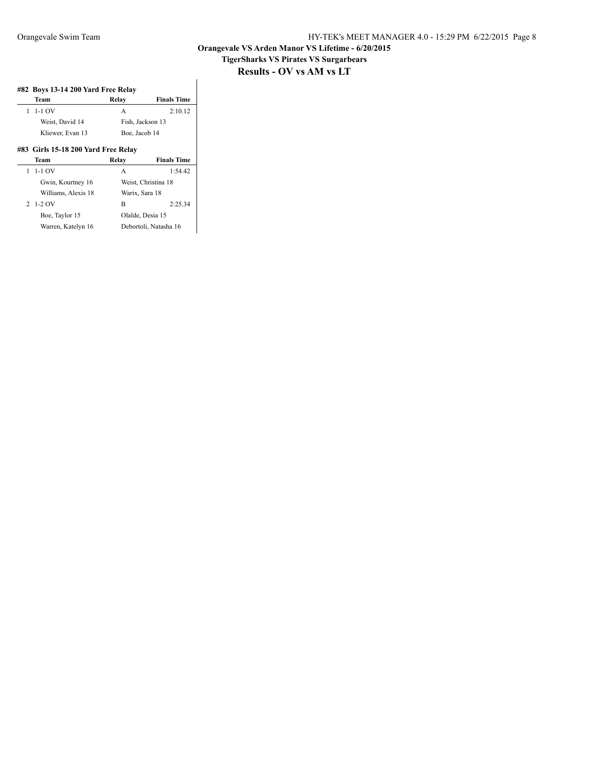# Orangevale VS Arden Manor VS Lifetime - 6/20/2015

## TigerSharks VS Pirates VS Surgarbears

## Results - OV vs AM vs LT

### #82 Boys 13-14 200 Yard Free Relay

| | Team | Relay | Finals Time |
|---|---|---|---|
| 1 | 1-1 OV | A | 2:10.12 |
| | Weist, David 14 | Fish, Jackson 13 | |
| | Kliewer, Evan 13 | Boe, Jacob 14 | |

### #83 Girls 15-18 200 Yard Free Relay

| | Team | Relay | Finals Time |
|---|---|---|---|
| 1 | 1-1 OV | A | 1:54.42 |
| | Gwin, Kourtney 16 | Weist, Christina 18 | |
| | Williams, Alexis 18 | Warix, Sara 18 | |
| 2 | 1-2 OV | B | 2:25.34 |
| | Boe, Taylor 15 | Olalde, Desia 15 | |
| | Warren, Katelyn 16 | Debortoli, Natasha 16 | |